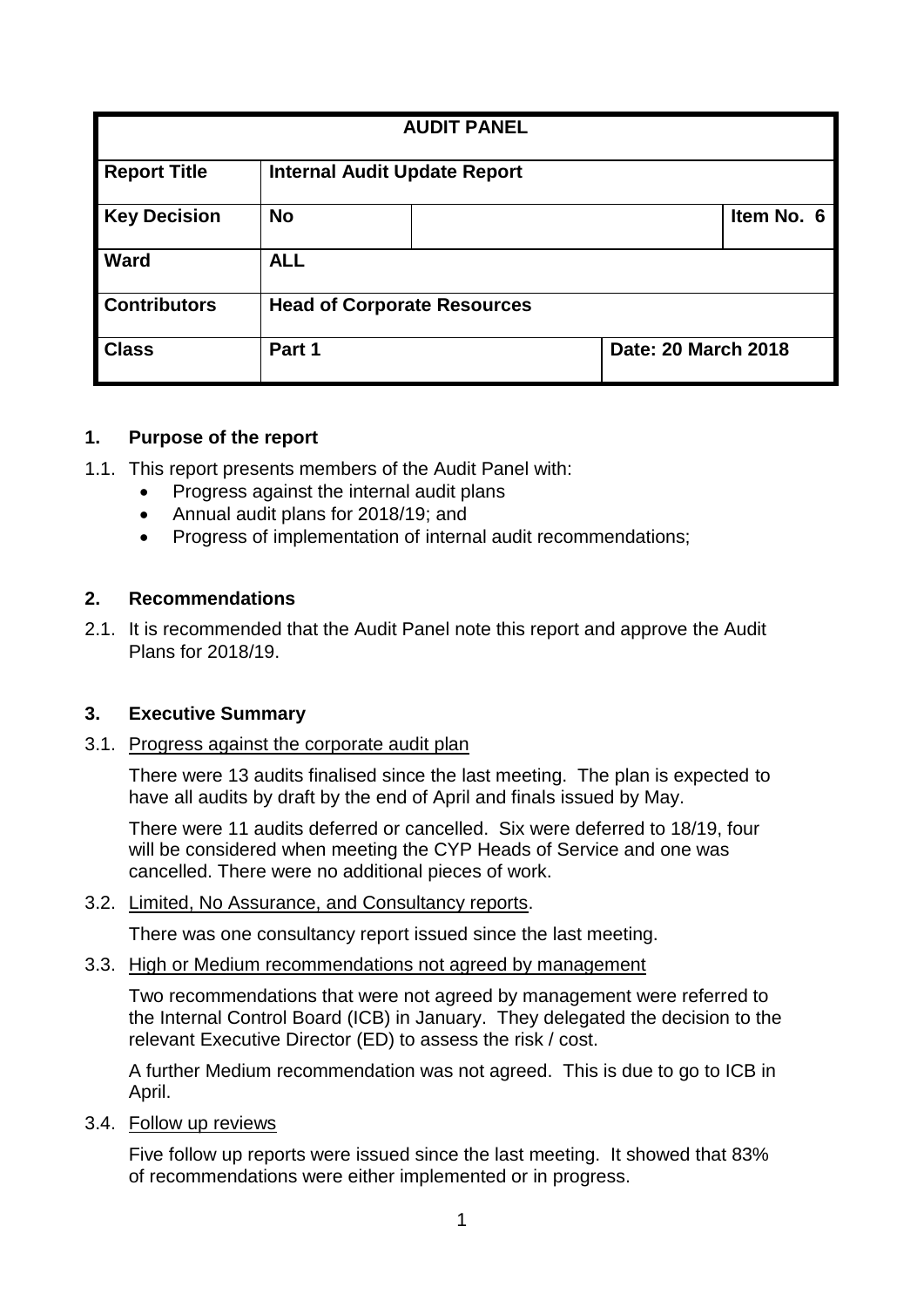| AUDIT PANEL | | | |
|---|---|---|---|
| **Report Title** | **Internal Audit Update Report** | | |
| **Key Decision** | **No** | | **Item No. 6** |
| **Ward** | **ALL** | | |
| **Contributors** | **Head of Corporate Resources** | | |
| **Class** | **Part 1** | | **Date: 20 March 2018** |

## 1. Purpose of the report

1.1. This report presents members of the Audit Panel with:

- Progress against the internal audit plans
- Annual audit plans for 2018/19; and
- Progress of implementation of internal audit recommendations;

## 2. Recommendations

2.1. It is recommended that the Audit Panel note this report and approve the Audit Plans for 2018/19.

## 3. Executive Summary

3.1. Progress against the corporate audit plan

There were 13 audits finalised since the last meeting. The plan is expected to have all audits by draft by the end of April and finals issued by May.

There were 11 audits deferred or cancelled. Six were deferred to 18/19, four will be considered when meeting the CYP Heads of Service and one was cancelled. There were no additional pieces of work.

3.2. Limited, No Assurance, and Consultancy reports.

There was one consultancy report issued since the last meeting.

3.3. High or Medium recommendations not agreed by management

Two recommendations that were not agreed by management were referred to the Internal Control Board (ICB) in January. They delegated the decision to the relevant Executive Director (ED) to assess the risk / cost.

A further Medium recommendation was not agreed. This is due to go to ICB in April.

3.4. Follow up reviews

Five follow up reports were issued since the last meeting. It showed that 83% of recommendations were either implemented or in progress.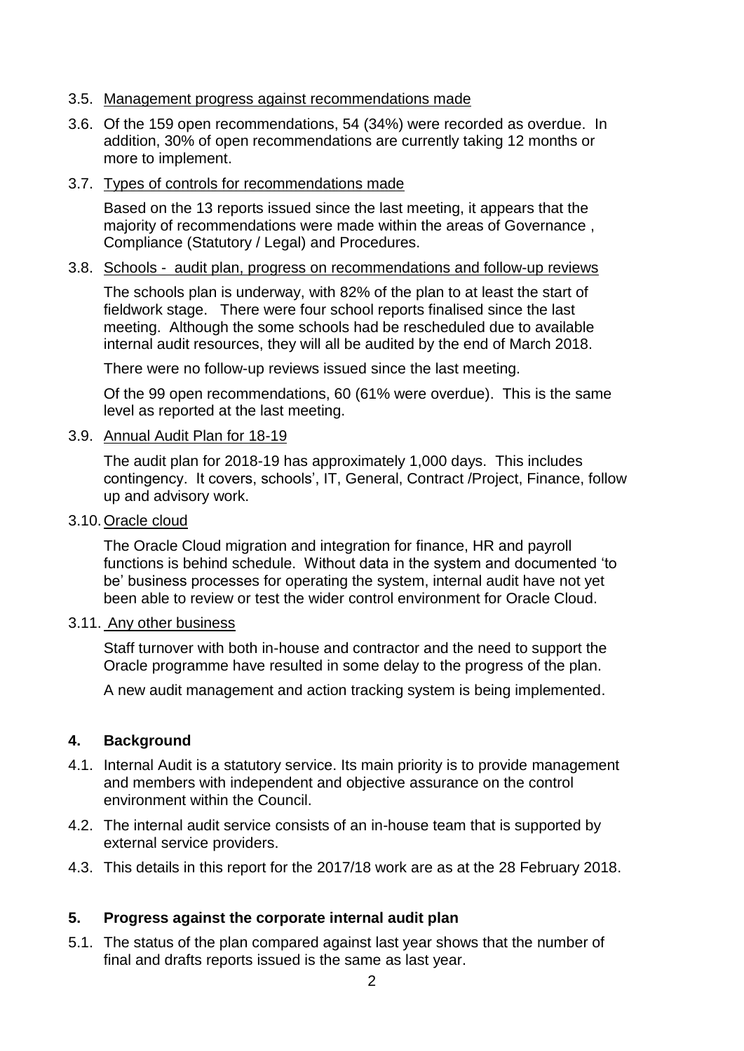3.5. Management progress against recommendations made

3.6. Of the 159 open recommendations, 54 (34%) were recorded as overdue. In addition, 30% of open recommendations are currently taking 12 months or more to implement.

3.7. Types of controls for recommendations made

Based on the 13 reports issued since the last meeting, it appears that the majority of recommendations were made within the areas of Governance , Compliance (Statutory / Legal) and Procedures.

3.8. Schools - audit plan, progress on recommendations and follow-up reviews

The schools plan is underway, with 82% of the plan to at least the start of fieldwork stage. There were four school reports finalised since the last meeting. Although the some schools had be rescheduled due to available internal audit resources, they will all be audited by the end of March 2018.

There were no follow-up reviews issued since the last meeting.

Of the 99 open recommendations, 60 (61% were overdue). This is the same level as reported at the last meeting.

3.9. Annual Audit Plan for 18-19

The audit plan for 2018-19 has approximately 1,000 days. This includes contingency. It covers, schools', IT, General, Contract /Project, Finance, follow up and advisory work.

3.10. Oracle cloud

The Oracle Cloud migration and integration for finance, HR and payroll functions is behind schedule. Without data in the system and documented 'to be' business processes for operating the system, internal audit have not yet been able to review or test the wider control environment for Oracle Cloud.

3.11. Any other business

Staff turnover with both in-house and contractor and the need to support the Oracle programme have resulted in some delay to the progress of the plan.

A new audit management and action tracking system is being implemented.

## 4. Background

4.1. Internal Audit is a statutory service. Its main priority is to provide management and members with independent and objective assurance on the control environment within the Council.

4.2. The internal audit service consists of an in-house team that is supported by external service providers.

4.3. This details in this report for the 2017/18 work are as at the 28 February 2018.

## 5. Progress against the corporate internal audit plan

5.1. The status of the plan compared against last year shows that the number of final and drafts reports issued is the same as last year.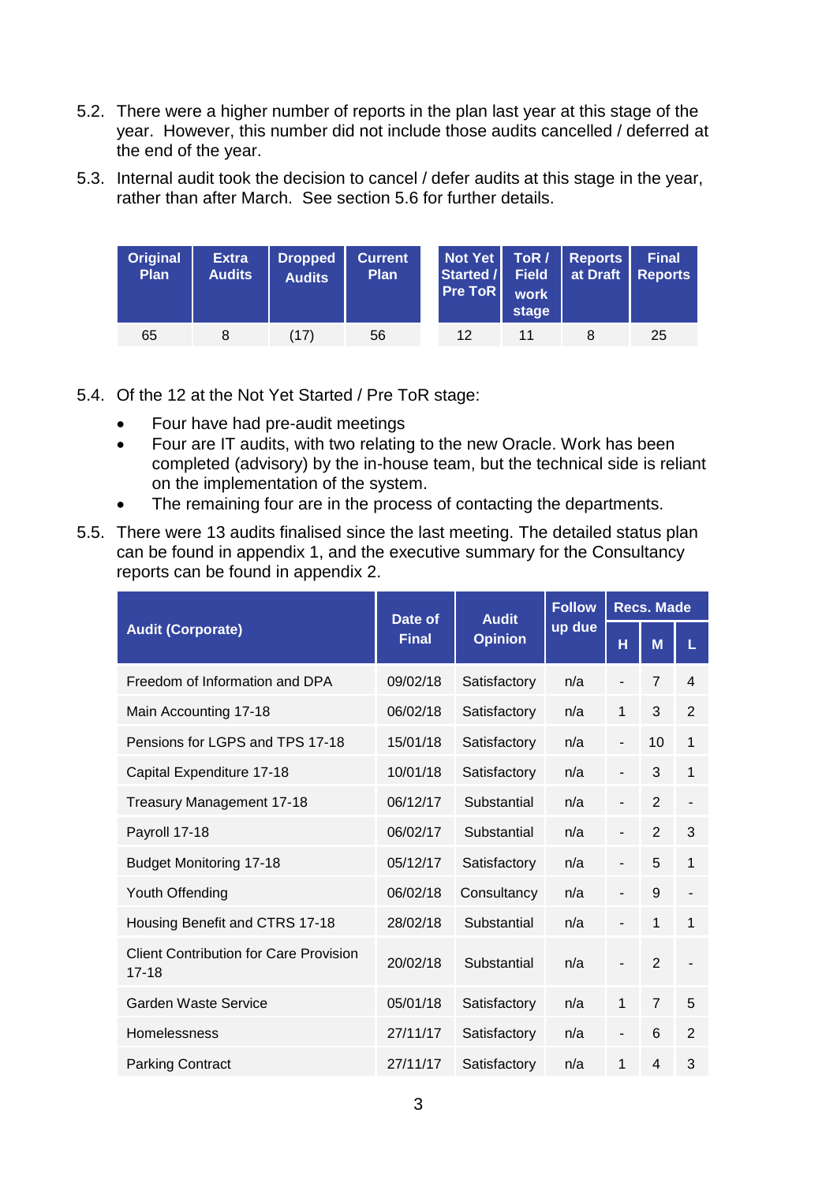5.2. There were a higher number of reports in the plan last year at this stage of the year. However, this number did not include those audits cancelled / deferred at the end of the year.

5.3. Internal audit took the decision to cancel / defer audits at this stage in the year, rather than after March. See section 5.6 for further details.

| Original Plan | Extra Audits | Dropped Audits | Current Plan | Not Yet Started / Pre ToR | ToR / Field work stage | Reports at Draft | Final Reports |
|---|---|---|---|---|---|---|---|
| 65 | 8 | (17) | 56 | 12 | 11 | 8 | 25 |

5.4. Of the 12 at the Not Yet Started / Pre ToR stage:

- Four have had pre-audit meetings
- Four are IT audits, with two relating to the new Oracle. Work has been completed (advisory) by the in-house team, but the technical side is reliant on the implementation of the system.
- The remaining four are in the process of contacting the departments.

5.5. There were 13 audits finalised since the last meeting. The detailed status plan can be found in appendix 1, and the executive summary for the Consultancy reports can be found in appendix 2.

| Audit (Corporate) | Date of Final | Audit Opinion | Follow up due | Recs. Made | | |
|---|---|---|---|---|---|---|
| | | | | H | M | L |
| Freedom of Information and DPA | 09/02/18 | Satisfactory | n/a | - | 7 | 4 |
| Main Accounting 17-18 | 06/02/18 | Satisfactory | n/a | 1 | 3 | 2 |
| Pensions for LGPS and TPS 17-18 | 15/01/18 | Satisfactory | n/a | - | 10 | 1 |
| Capital Expenditure 17-18 | 10/01/18 | Satisfactory | n/a | - | 3 | 1 |
| Treasury Management 17-18 | 06/12/17 | Substantial | n/a | - | 2 | - |
| Payroll 17-18 | 06/02/17 | Substantial | n/a | - | 2 | 3 |
| Budget Monitoring 17-18 | 05/12/17 | Satisfactory | n/a | - | 5 | 1 |
| Youth Offending | 06/02/18 | Consultancy | n/a | - | 9 | - |
| Housing Benefit and CTRS 17-18 | 28/02/18 | Substantial | n/a | - | 1 | 1 |
| Client Contribution for Care Provision 17-18 | 20/02/18 | Substantial | n/a | - | 2 | - |
| Garden Waste Service | 05/01/18 | Satisfactory | n/a | 1 | 7 | 5 |
| Homelessness | 27/11/17 | Satisfactory | n/a | - | 6 | 2 |
| Parking Contract | 27/11/17 | Satisfactory | n/a | 1 | 4 | 3 |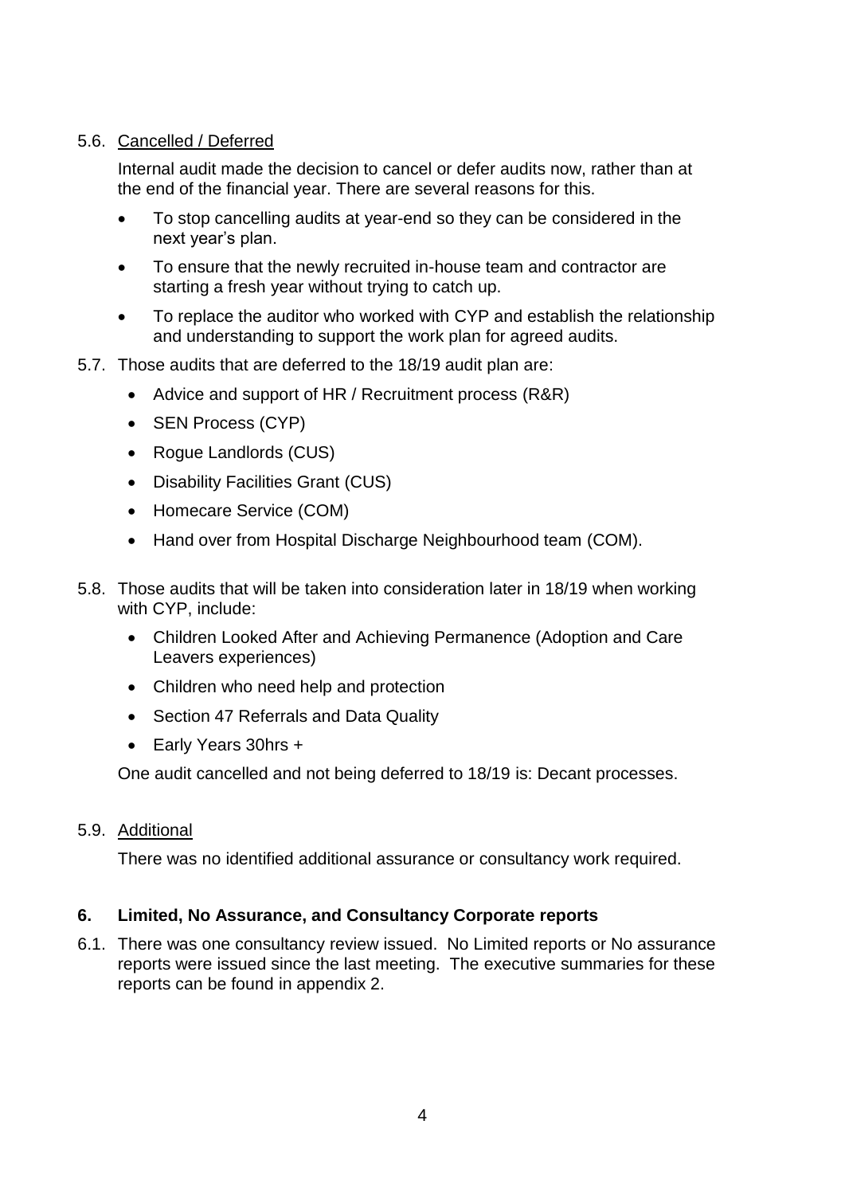5.6. Cancelled / Deferred

Internal audit made the decision to cancel or defer audits now, rather than at the end of the financial year. There are several reasons for this.

- To stop cancelling audits at year-end so they can be considered in the next year's plan.
- To ensure that the newly recruited in-house team and contractor are starting a fresh year without trying to catch up.
- To replace the auditor who worked with CYP and establish the relationship and understanding to support the work plan for agreed audits.

5.7. Those audits that are deferred to the 18/19 audit plan are:

- Advice and support of HR / Recruitment process (R&R)
- SEN Process (CYP)
- Rogue Landlords (CUS)
- Disability Facilities Grant (CUS)
- Homecare Service (COM)
- Hand over from Hospital Discharge Neighbourhood team (COM).

5.8. Those audits that will be taken into consideration later in 18/19 when working with CYP, include:

- Children Looked After and Achieving Permanence (Adoption and Care Leavers experiences)
- Children who need help and protection
- Section 47 Referrals and Data Quality
- Early Years 30hrs +

One audit cancelled and not being deferred to 18/19 is: Decant processes.

5.9. Additional

There was no identified additional assurance or consultancy work required.

## 6. Limited, No Assurance, and Consultancy Corporate reports

6.1. There was one consultancy review issued. No Limited reports or No assurance reports were issued since the last meeting. The executive summaries for these reports can be found in appendix 2.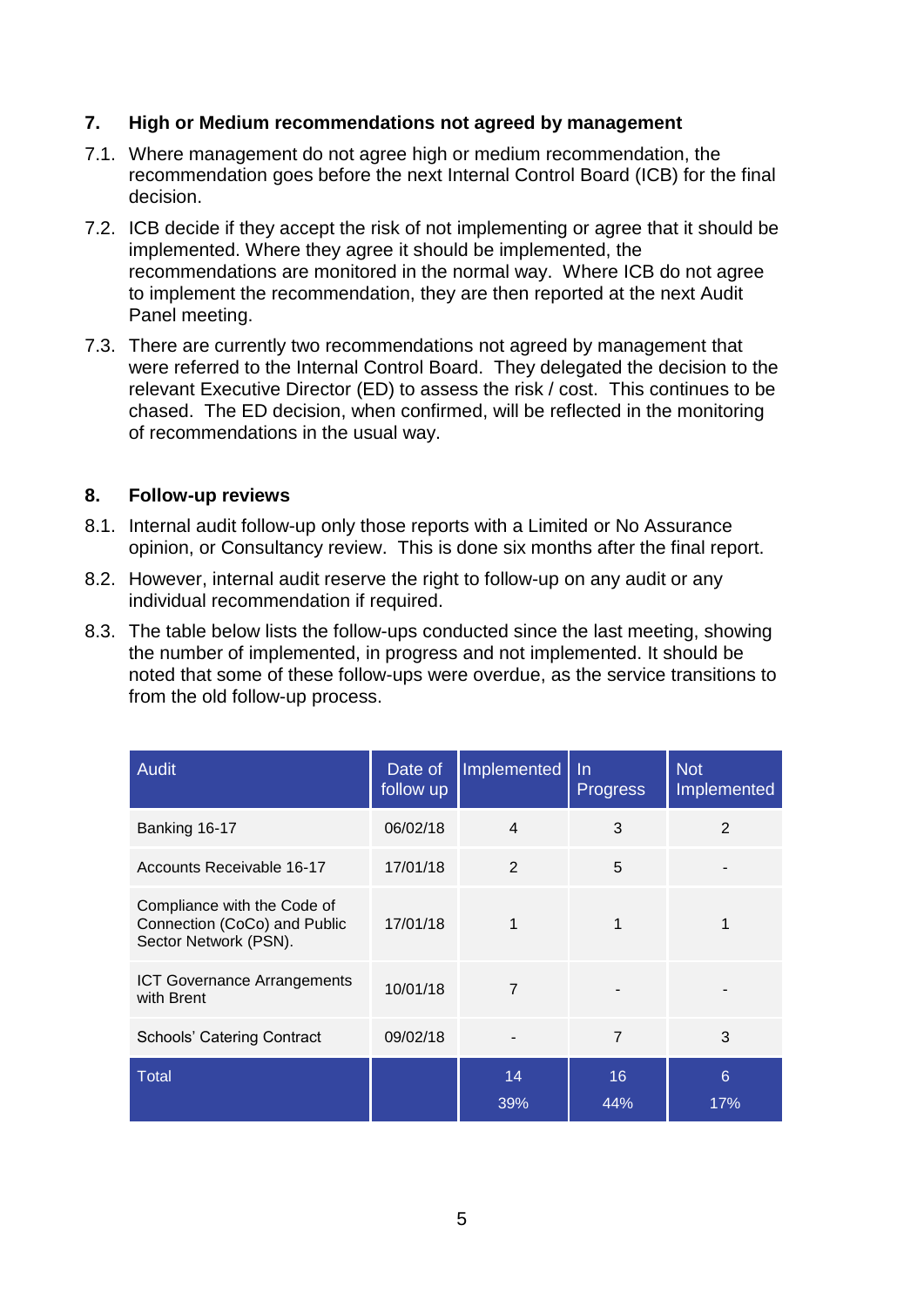## 7. High or Medium recommendations not agreed by management

7.1. Where management do not agree high or medium recommendation, the recommendation goes before the next Internal Control Board (ICB) for the final decision.

7.2. ICB decide if they accept the risk of not implementing or agree that it should be implemented. Where they agree it should be implemented, the recommendations are monitored in the normal way. Where ICB do not agree to implement the recommendation, they are then reported at the next Audit Panel meeting.

7.3. There are currently two recommendations not agreed by management that were referred to the Internal Control Board. They delegated the decision to the relevant Executive Director (ED) to assess the risk / cost. This continues to be chased. The ED decision, when confirmed, will be reflected in the monitoring of recommendations in the usual way.

## 8. Follow-up reviews

8.1. Internal audit follow-up only those reports with a Limited or No Assurance opinion, or Consultancy review. This is done six months after the final report.

8.2. However, internal audit reserve the right to follow-up on any audit or any individual recommendation if required.

8.3. The table below lists the follow-ups conducted since the last meeting, showing the number of implemented, in progress and not implemented. It should be noted that some of these follow-ups were overdue, as the service transitions to from the old follow-up process.

| Audit | Date of follow up | Implemented | In Progress | Not Implemented |
|---|---|---|---|---|
| Banking 16-17 | 06/02/18 | 4 | 3 | 2 |
| Accounts Receivable 16-17 | 17/01/18 | 2 | 5 | - |
| Compliance with the Code of Connection (CoCo) and Public Sector Network (PSN). | 17/01/18 | 1 | 1 | 1 |
| ICT Governance Arrangements with Brent | 10/01/18 | 7 | - | - |
| Schools' Catering Contract | 09/02/18 | - | 7 | 3 |
| Total | | 14<br>39% | 16<br>44% | 6<br>17% |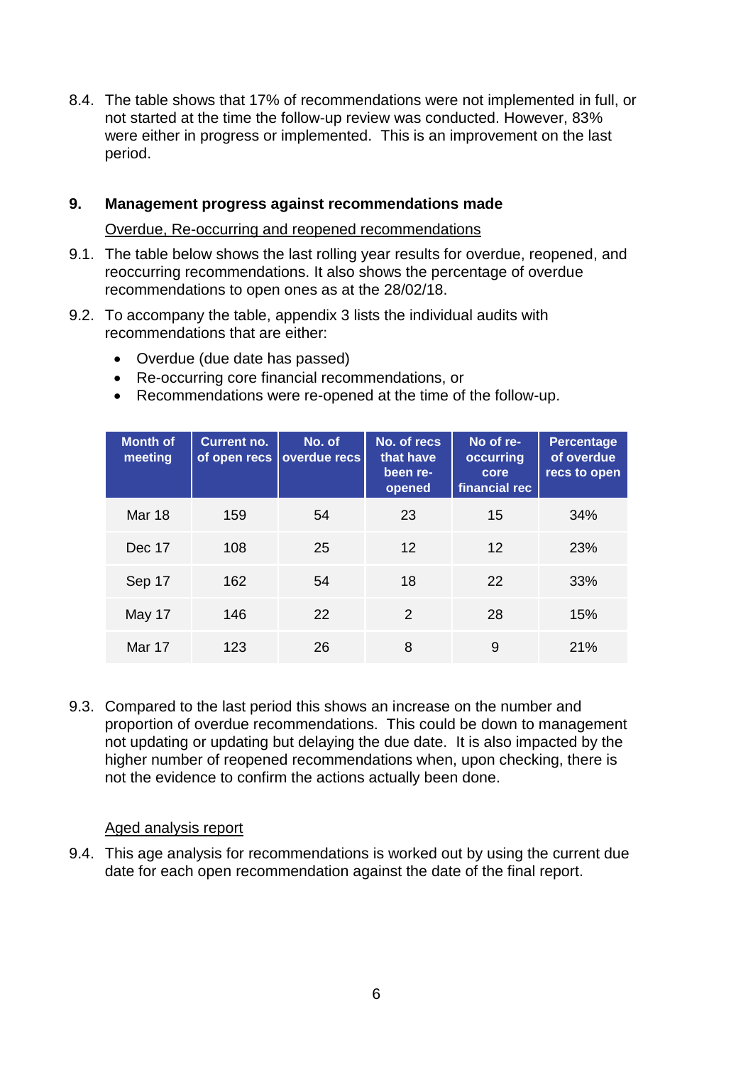8.4. The table shows that 17% of recommendations were not implemented in full, or not started at the time the follow-up review was conducted. However, 83% were either in progress or implemented. This is an improvement on the last period.

## 9. Management progress against recommendations made

Overdue, Re-occurring and reopened recommendations

9.1. The table below shows the last rolling year results for overdue, reopened, and reoccurring recommendations. It also shows the percentage of overdue recommendations to open ones as at the 28/02/18.

9.2. To accompany the table, appendix 3 lists the individual audits with recommendations that are either:

- Overdue (due date has passed)
- Re-occurring core financial recommendations, or
- Recommendations were re-opened at the time of the follow-up.

| Month of meeting | Current no. of open recs | No. of overdue recs | No. of recs that have been re-opened | No of re-occurring core financial rec | Percentage of overdue recs to open |
|---|---|---|---|---|---|
| Mar 18 | 159 | 54 | 23 | 15 | 34% |
| Dec 17 | 108 | 25 | 12 | 12 | 23% |
| Sep 17 | 162 | 54 | 18 | 22 | 33% |
| May 17 | 146 | 22 | 2 | 28 | 15% |
| Mar 17 | 123 | 26 | 8 | 9 | 21% |

9.3. Compared to the last period this shows an increase on the number and proportion of overdue recommendations. This could be down to management not updating or updating but delaying the due date. It is also impacted by the higher number of reopened recommendations when, upon checking, there is not the evidence to confirm the actions actually been done.

Aged analysis report

9.4. This age analysis for recommendations is worked out by using the current due date for each open recommendation against the date of the final report.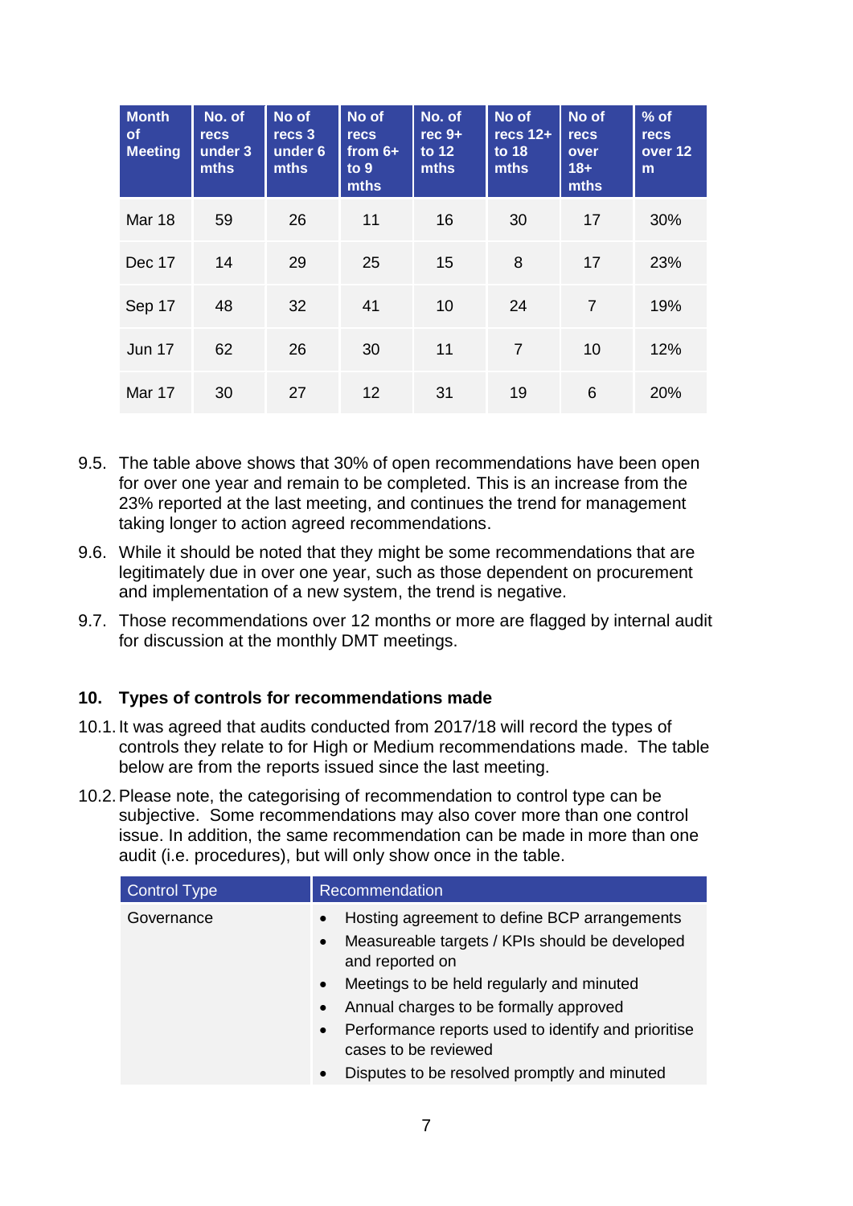| Month of Meeting | No. of recs under 3 mths | No of recs 3 under 6 mths | No of recs from 6+ to 9 mths | No. of rec 9+ to 12 mths | No of recs 12+ to 18 mths | No of recs over 18+ mths | % of recs over 12 m |
|---|---|---|---|---|---|---|---|
| Mar 18 | 59 | 26 | 11 | 16 | 30 | 17 | 30% |
| Dec 17 | 14 | 29 | 25 | 15 | 8 | 17 | 23% |
| Sep 17 | 48 | 32 | 41 | 10 | 24 | 7 | 19% |
| Jun 17 | 62 | 26 | 30 | 11 | 7 | 10 | 12% |
| Mar 17 | 30 | 27 | 12 | 31 | 19 | 6 | 20% |

9.5. The table above shows that 30% of open recommendations have been open for over one year and remain to be completed. This is an increase from the 23% reported at the last meeting, and continues the trend for management taking longer to action agreed recommendations.

9.6. While it should be noted that they might be some recommendations that are legitimately due in over one year, such as those dependent on procurement and implementation of a new system, the trend is negative.

9.7. Those recommendations over 12 months or more are flagged by internal audit for discussion at the monthly DMT meetings.

## 10. Types of controls for recommendations made

10.1. It was agreed that audits conducted from 2017/18 will record the types of controls they relate to for High or Medium recommendations made. The table below are from the reports issued since the last meeting.

10.2. Please note, the categorising of recommendation to control type can be subjective. Some recommendations may also cover more than one control issue. In addition, the same recommendation can be made in more than one audit (i.e. procedures), but will only show once in the table.

| Control Type | Recommendation |
|---|---|
| Governance | • Hosting agreement to define BCP arrangements<br>• Measureable targets / KPIs should be developed and reported on<br>• Meetings to be held regularly and minuted<br>• Annual charges to be formally approved<br>• Performance reports used to identify and prioritise cases to be reviewed<br>• Disputes to be resolved promptly and minuted |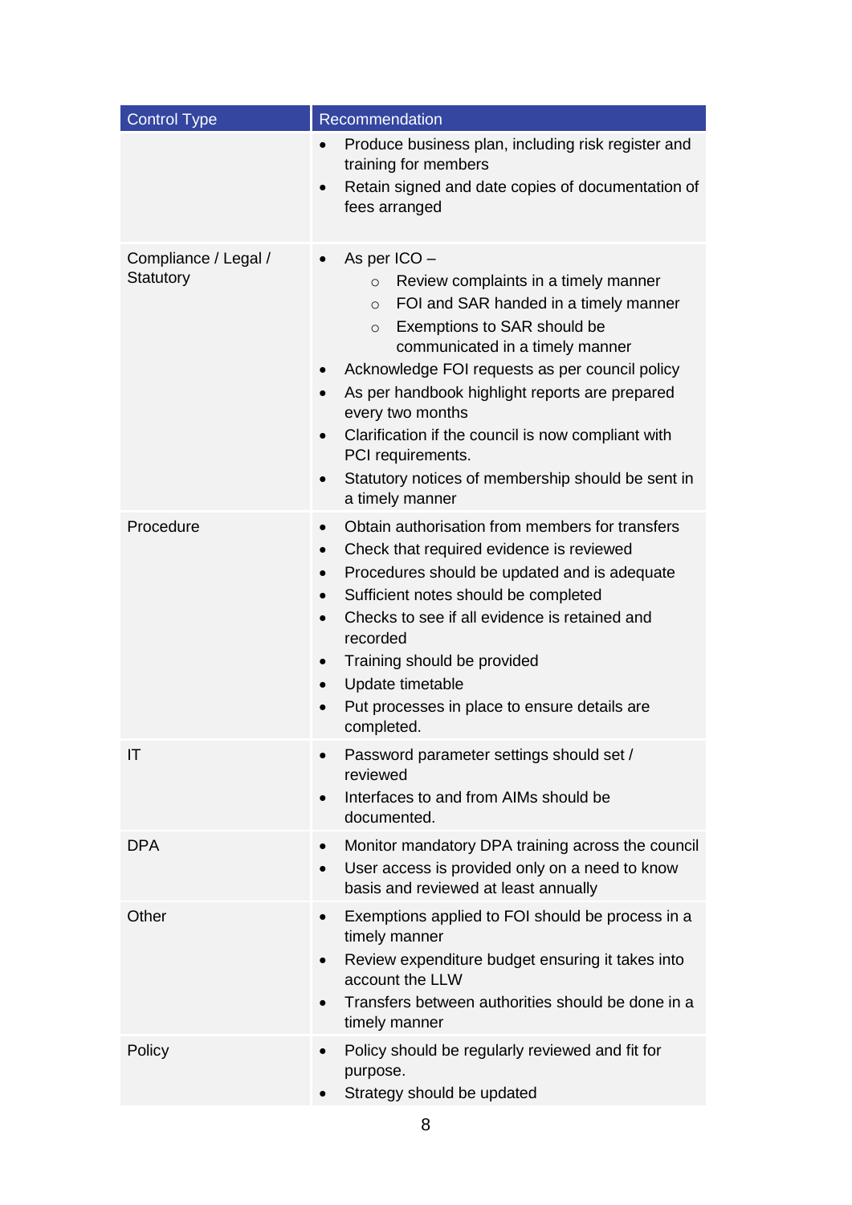| Control Type | Recommendation |
|---|---|
| | • Produce business plan, including risk register and training for members<br>• Retain signed and date copies of documentation of fees arranged |
| Compliance / Legal / Statutory | • As per ICO –<br>  ○ Review complaints in a timely manner<br>  ○ FOI and SAR handed in a timely manner<br>  ○ Exemptions to SAR should be communicated in a timely manner<br>• Acknowledge FOI requests as per council policy<br>• As per handbook highlight reports are prepared every two months<br>• Clarification if the council is now compliant with PCI requirements.<br>• Statutory notices of membership should be sent in a timely manner |
| Procedure | • Obtain authorisation from members for transfers<br>• Check that required evidence is reviewed<br>• Procedures should be updated and is adequate<br>• Sufficient notes should be completed<br>• Checks to see if all evidence is retained and recorded<br>• Training should be provided<br>• Update timetable<br>• Put processes in place to ensure details are completed. |
| IT | • Password parameter settings should set / reviewed<br>• Interfaces to and from AIMs should be documented. |
| DPA | • Monitor mandatory DPA training across the council<br>• User access is provided only on a need to know basis and reviewed at least annually |
| Other | • Exemptions applied to FOI should be process in a timely manner<br>• Review expenditure budget ensuring it takes into account the LLW<br>• Transfers between authorities should be done in a timely manner |
| Policy | • Policy should be regularly reviewed and fit for purpose.<br>• Strategy should be updated |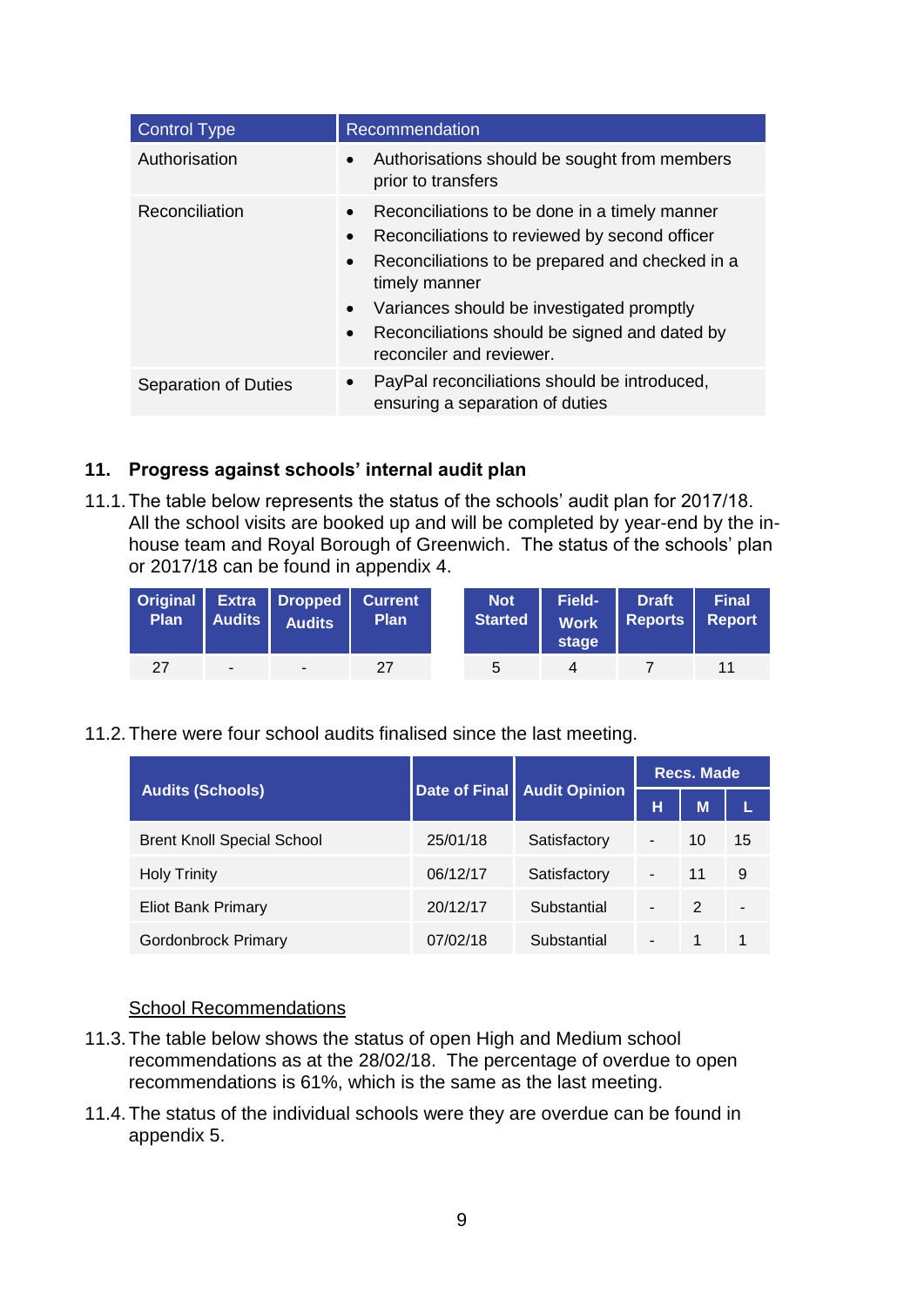| Control Type | Recommendation |
|---|---|
| Authorisation | • Authorisations should be sought from members prior to transfers |
| Reconciliation | • Reconciliations to be done in a timely manner<br>• Reconciliations to reviewed by second officer<br>• Reconciliations to be prepared and checked in a timely manner<br>• Variances should be investigated promptly<br>• Reconciliations should be signed and dated by reconciler and reviewer. |
| Separation of Duties | • PayPal reconciliations should be introduced, ensuring a separation of duties |

## 11. Progress against schools' internal audit plan

11.1. The table below represents the status of the schools' audit plan for 2017/18. All the school visits are booked up and will be completed by year-end by the in-house team and Royal Borough of Greenwich. The status of the schools' plan or 2017/18 can be found in appendix 4.

| Original Plan | Extra Audits | Dropped Audits | Current Plan | | Not Started | Field-Work stage | Draft Reports | Final Report |
|---|---|---|---|---|---|---|---|---|
| 27 | - | - | 27 | | 5 | 4 | 7 | 11 |

11.2. There were four school audits finalised since the last meeting.

| Audits (Schools) | Date of Final | Audit Opinion | Recs. Made | | |
|---|---|---|---|---|---|
| | | | H | M | L |
| Brent Knoll Special School | 25/01/18 | Satisfactory | - | 10 | 15 |
| Holy Trinity | 06/12/17 | Satisfactory | - | 11 | 9 |
| Eliot Bank Primary | 20/12/17 | Substantial | - | 2 | - |
| Gordonbrock Primary | 07/02/18 | Substantial | - | 1 | 1 |

School Recommendations

11.3. The table below shows the status of open High and Medium school recommendations as at the 28/02/18. The percentage of overdue to open recommendations is 61%, which is the same as the last meeting.

11.4. The status of the individual schools were they are overdue can be found in appendix 5.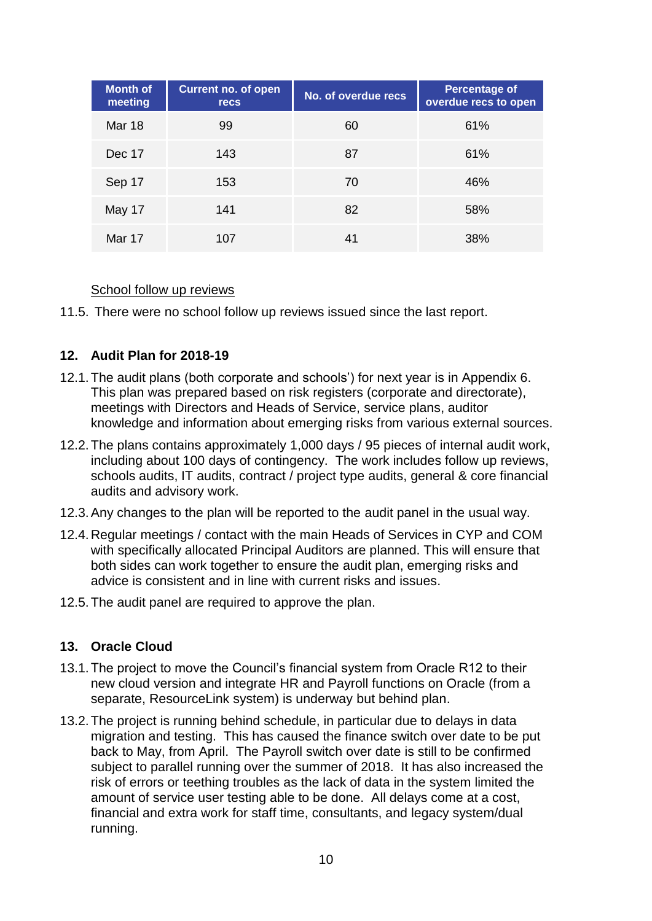| Month of meeting | Current no. of open recs | No. of overdue recs | Percentage of overdue recs to open |
|---|---|---|---|
| Mar 18 | 99 | 60 | 61% |
| Dec 17 | 143 | 87 | 61% |
| Sep 17 | 153 | 70 | 46% |
| May 17 | 141 | 82 | 58% |
| Mar 17 | 107 | 41 | 38% |

School follow up reviews

11.5. There were no school follow up reviews issued since the last report.

## 12. Audit Plan for 2018-19

12.1. The audit plans (both corporate and schools') for next year is in Appendix 6. This plan was prepared based on risk registers (corporate and directorate), meetings with Directors and Heads of Service, service plans, auditor knowledge and information about emerging risks from various external sources.

12.2. The plans contains approximately 1,000 days / 95 pieces of internal audit work, including about 100 days of contingency. The work includes follow up reviews, schools audits, IT audits, contract / project type audits, general & core financial audits and advisory work.

12.3. Any changes to the plan will be reported to the audit panel in the usual way.

12.4. Regular meetings / contact with the main Heads of Services in CYP and COM with specifically allocated Principal Auditors are planned. This will ensure that both sides can work together to ensure the audit plan, emerging risks and advice is consistent and in line with current risks and issues.

12.5. The audit panel are required to approve the plan.

## 13. Oracle Cloud

13.1. The project to move the Council's financial system from Oracle R12 to their new cloud version and integrate HR and Payroll functions on Oracle (from a separate, ResourceLink system) is underway but behind plan.

13.2. The project is running behind schedule, in particular due to delays in data migration and testing. This has caused the finance switch over date to be put back to May, from April. The Payroll switch over date is still to be confirmed subject to parallel running over the summer of 2018. It has also increased the risk of errors or teething troubles as the lack of data in the system limited the amount of service user testing able to be done. All delays come at a cost, financial and extra work for staff time, consultants, and legacy system/dual running.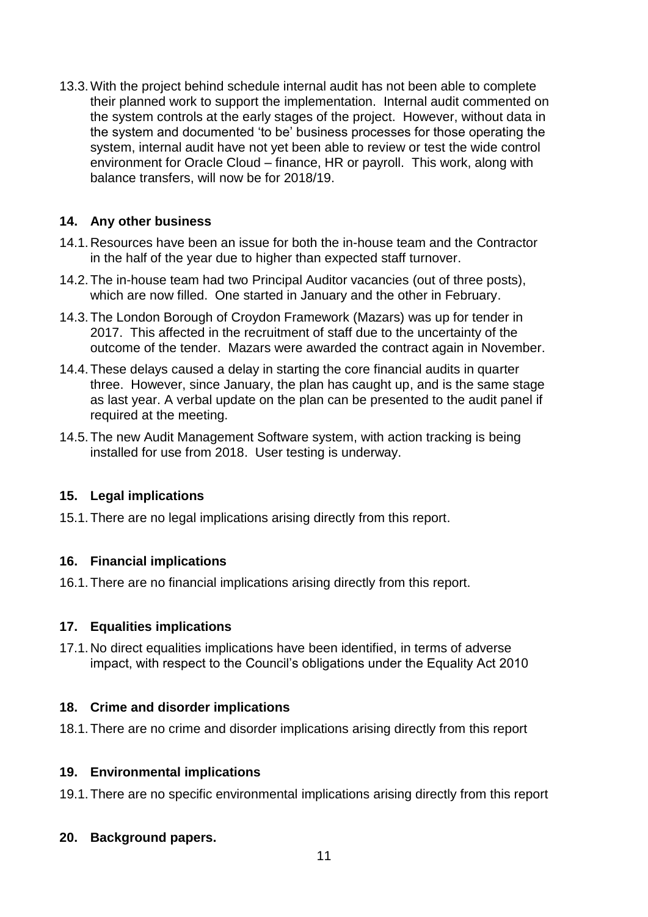13.3. With the project behind schedule internal audit has not been able to complete their planned work to support the implementation. Internal audit commented on the system controls at the early stages of the project. However, without data in the system and documented 'to be' business processes for those operating the system, internal audit have not yet been able to review or test the wide control environment for Oracle Cloud – finance, HR or payroll. This work, along with balance transfers, will now be for 2018/19.

## 14. Any other business

14.1. Resources have been an issue for both the in-house team and the Contractor in the half of the year due to higher than expected staff turnover.

14.2. The in-house team had two Principal Auditor vacancies (out of three posts), which are now filled. One started in January and the other in February.

14.3. The London Borough of Croydon Framework (Mazars) was up for tender in 2017. This affected in the recruitment of staff due to the uncertainty of the outcome of the tender. Mazars were awarded the contract again in November.

14.4. These delays caused a delay in starting the core financial audits in quarter three. However, since January, the plan has caught up, and is the same stage as last year. A verbal update on the plan can be presented to the audit panel if required at the meeting.

14.5. The new Audit Management Software system, with action tracking is being installed for use from 2018. User testing is underway.

## 15. Legal implications

15.1. There are no legal implications arising directly from this report.

## 16. Financial implications

16.1. There are no financial implications arising directly from this report.

## 17. Equalities implications

17.1. No direct equalities implications have been identified, in terms of adverse impact, with respect to the Council's obligations under the Equality Act 2010

## 18. Crime and disorder implications

18.1. There are no crime and disorder implications arising directly from this report

## 19. Environmental implications

19.1. There are no specific environmental implications arising directly from this report

## 20. Background papers.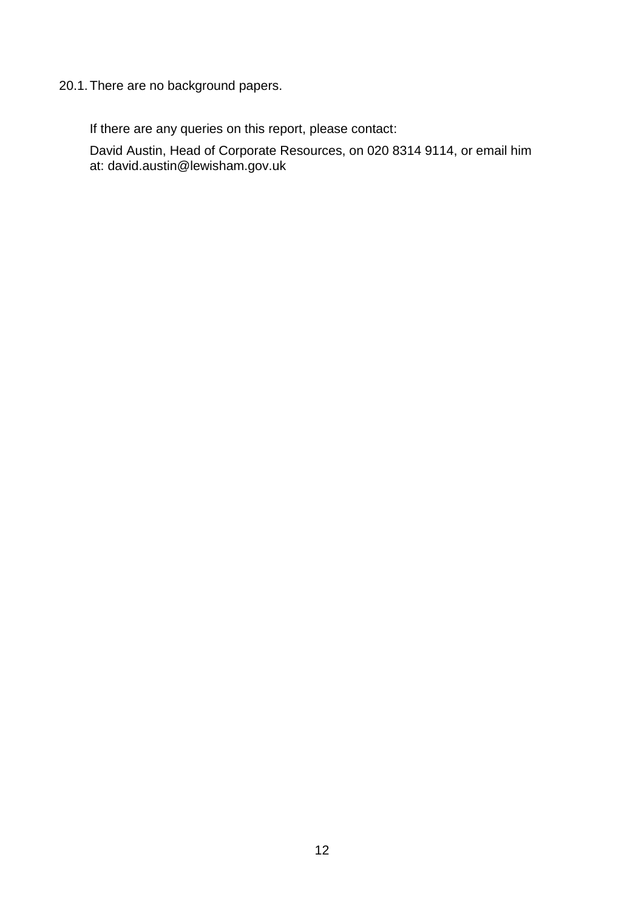20.1. There are no background papers.

If there are any queries on this report, please contact:

David Austin, Head of Corporate Resources, on 020 8314 9114, or email him at: david.austin@lewisham.gov.uk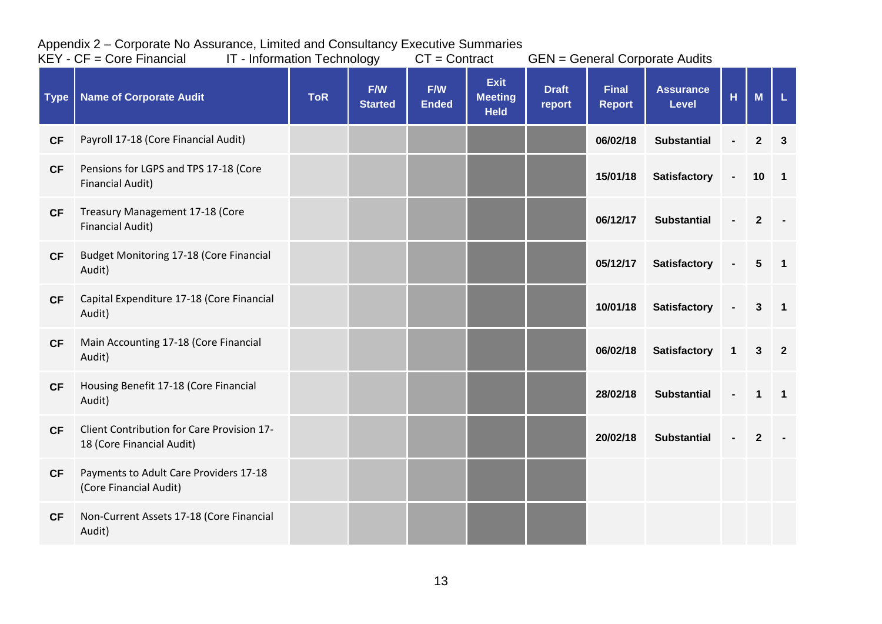Appendix 2 – Corporate No Assurance, Limited and Consultancy Executive Summaries

KEY - CF = Core Financial    IT - Information Technology    CT = Contract    GEN = General Corporate Audits

| Type | Name of Corporate Audit | ToR | F/W Started | F/W Ended | Exit Meeting Held | Draft report | Final Report | Assurance Level | H | M | L |
|---|---|---|---|---|---|---|---|---|---|---|---|
| CF | Payroll 17-18 (Core Financial Audit) | | | | | | 06/02/18 | Substantial | - | 2 | 3 |
| CF | Pensions for LGPS and TPS 17-18 (Core Financial Audit) | | | | | | 15/01/18 | Satisfactory | - | 10 | 1 |
| CF | Treasury Management 17-18 (Core Financial Audit) | | | | | | 06/12/17 | Substantial | - | 2 | - |
| CF | Budget Monitoring 17-18 (Core Financial Audit) | | | | | | 05/12/17 | Satisfactory | - | 5 | 1 |
| CF | Capital Expenditure 17-18 (Core Financial Audit) | | | | | | 10/01/18 | Satisfactory | - | 3 | 1 |
| CF | Main Accounting 17-18 (Core Financial Audit) | | | | | | 06/02/18 | Satisfactory | 1 | 3 | 2 |
| CF | Housing Benefit 17-18 (Core Financial Audit) | | | | | | 28/02/18 | Substantial | - | 1 | 1 |
| CF | Client Contribution for Care Provision 17-18 (Core Financial Audit) | | | | | | 20/02/18 | Substantial | - | 2 | - |
| CF | Payments to Adult Care Providers 17-18 (Core Financial Audit) | | | | | | | | | | |
| CF | Non-Current Assets 17-18 (Core Financial Audit) | | | | | | | | | | |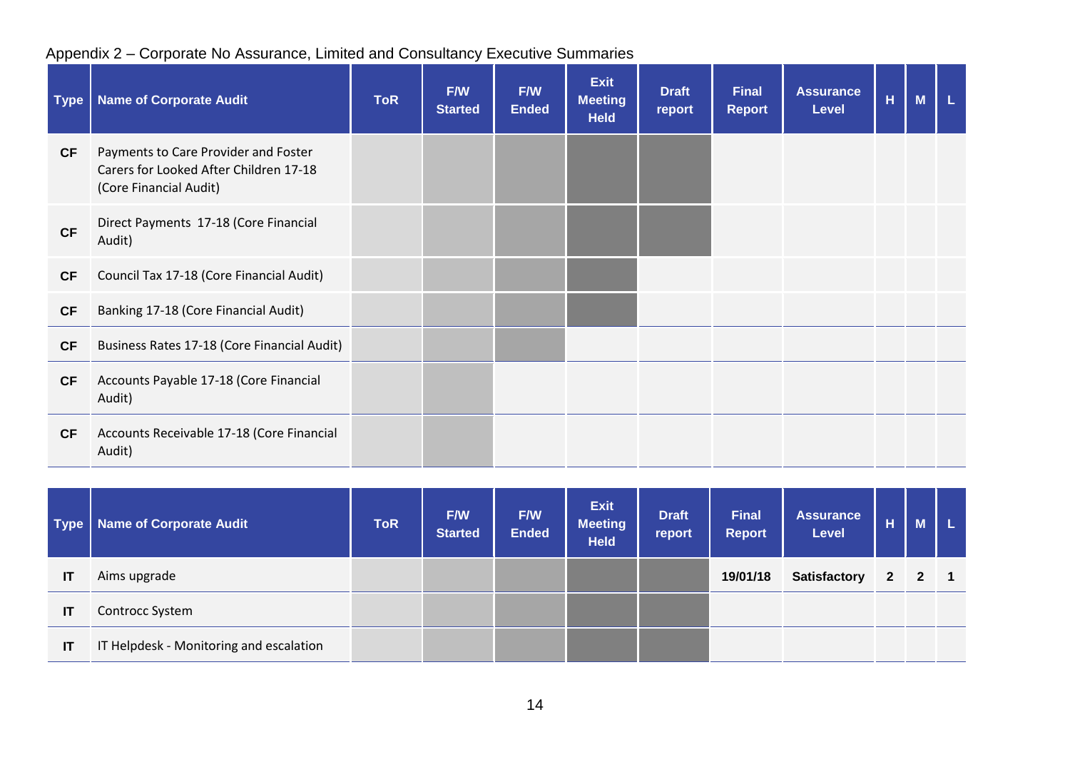Appendix 2 – Corporate No Assurance, Limited and Consultancy Executive Summaries

| Type | Name of Corporate Audit | ToR | F/W Started | F/W Ended | Exit Meeting Held | Draft report | Final Report | Assurance Level | H | M | L |
|---|---|---|---|---|---|---|---|---|---|---|---|
| CF | Payments to Care Provider and Foster Carers for Looked After Children 17-18 (Core Financial Audit) | | | | | | | | | | |
| CF | Direct Payments 17-18 (Core Financial Audit) | | | | | | | | | | |
| CF | Council Tax 17-18 (Core Financial Audit) | | | | | | | | | | |
| CF | Banking 17-18 (Core Financial Audit) | | | | | | | | | | |
| CF | Business Rates 17-18 (Core Financial Audit) | | | | | | | | | | |
| CF | Accounts Payable 17-18 (Core Financial Audit) | | | | | | | | | | |
| CF | Accounts Receivable 17-18 (Core Financial Audit) | | | | | | | | | | |

| Type | Name of Corporate Audit | ToR | F/W Started | F/W Ended | Exit Meeting Held | Draft report | Final Report | Assurance Level | H | M | L |
|---|---|---|---|---|---|---|---|---|---|---|---|
| IT | Aims upgrade | | | | | | 19/01/18 | Satisfactory | 2 | 2 | 1 |
| IT | Controcc System | | | | | | | | | | |
| IT | IT Helpdesk - Monitoring and escalation | | | | | | | | | | |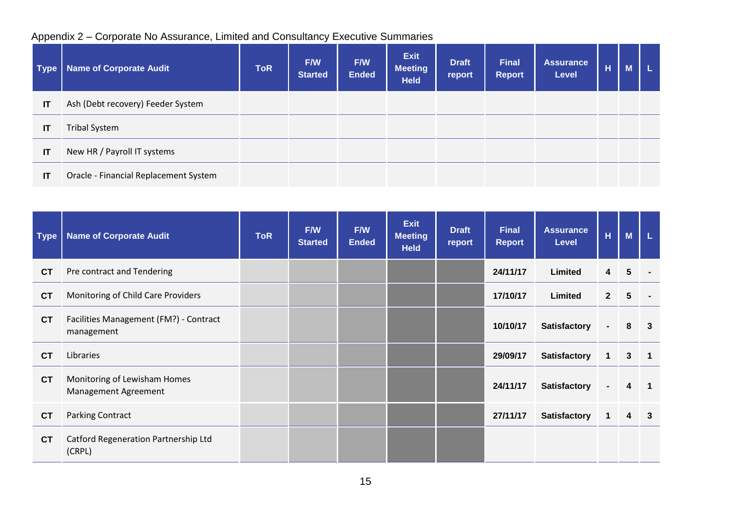Appendix 2 – Corporate No Assurance, Limited and Consultancy Executive Summaries

| Type | Name of Corporate Audit | ToR | F/W Started | F/W Ended | Exit Meeting Held | Draft report | Final Report | Assurance Level | H | M | L |
|---|---|---|---|---|---|---|---|---|---|---|---|
| IT | Ash (Debt recovery) Feeder System | | | | | | | | | | |
| IT | Tribal System | | | | | | | | | | |
| IT | New HR / Payroll IT systems | | | | | | | | | | |
| IT | Oracle - Financial Replacement System | | | | | | | | | | |

| Type | Name of Corporate Audit | ToR | F/W Started | F/W Ended | Exit Meeting Held | Draft report | Final Report | Assurance Level | H | M | L |
|---|---|---|---|---|---|---|---|---|---|---|---|
| CT | Pre contract and Tendering | | | | | | 24/11/17 | Limited | 4 | 5 | - |
| CT | Monitoring of Child Care Providers | | | | | | 17/10/17 | Limited | 2 | 5 | - |
| CT | Facilities Management (FM?) - Contract management | | | | | | 10/10/17 | Satisfactory | - | 8 | 3 |
| CT | Libraries | | | | | | 29/09/17 | Satisfactory | 1 | 3 | 1 |
| CT | Monitoring of Lewisham Homes Management Agreement | | | | | | 24/11/17 | Satisfactory | - | 4 | 1 |
| CT | Parking Contract | | | | | | 27/11/17 | Satisfactory | 1 | 4 | 3 |
| CT | Catford Regeneration Partnership Ltd (CRPL) | | | | | | | | | | |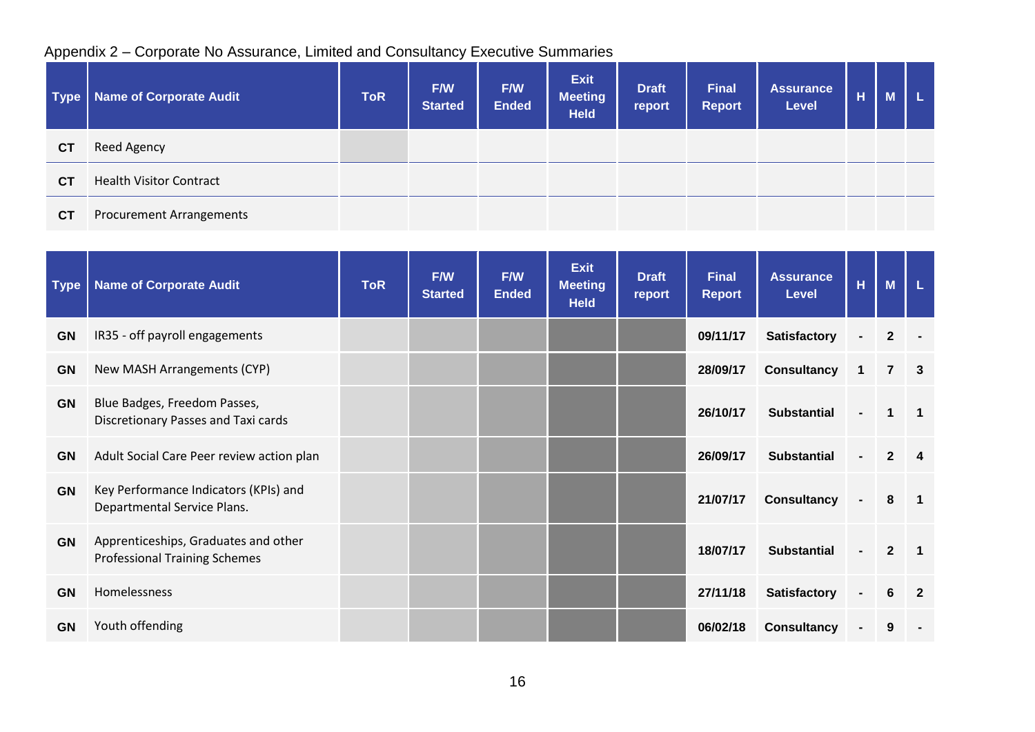Appendix 2 – Corporate No Assurance, Limited and Consultancy Executive Summaries

| Type | Name of Corporate Audit | ToR | F/W Started | F/W Ended | Exit Meeting Held | Draft report | Final Report | Assurance Level | H | M | L |
|---|---|---|---|---|---|---|---|---|---|---|---|
| CT | Reed Agency | | | | | | | | | | |
| CT | Health Visitor Contract | | | | | | | | | | |
| CT | Procurement Arrangements | | | | | | | | | | |

| Type | Name of Corporate Audit | ToR | F/W Started | F/W Ended | Exit Meeting Held | Draft report | Final Report | Assurance Level | H | M | L |
|---|---|---|---|---|---|---|---|---|---|---|---|
| GN | IR35 - off payroll engagements | | | | | | 09/11/17 | Satisfactory | - | 2 | - |
| GN | New MASH Arrangements (CYP) | | | | | | 28/09/17 | Consultancy | 1 | 7 | 3 |
| GN | Blue Badges, Freedom Passes, Discretionary Passes and Taxi cards | | | | | | 26/10/17 | Substantial | - | 1 | 1 |
| GN | Adult Social Care Peer review action plan | | | | | | 26/09/17 | Substantial | - | 2 | 4 |
| GN | Key Performance Indicators (KPIs) and Departmental Service Plans. | | | | | | 21/07/17 | Consultancy | - | 8 | 1 |
| GN | Apprenticeships, Graduates and other Professional Training Schemes | | | | | | 18/07/17 | Substantial | - | 2 | 1 |
| GN | Homelessness | | | | | | 27/11/18 | Satisfactory | - | 6 | 2 |
| GN | Youth offending | | | | | | 06/02/18 | Consultancy | - | 9 | - |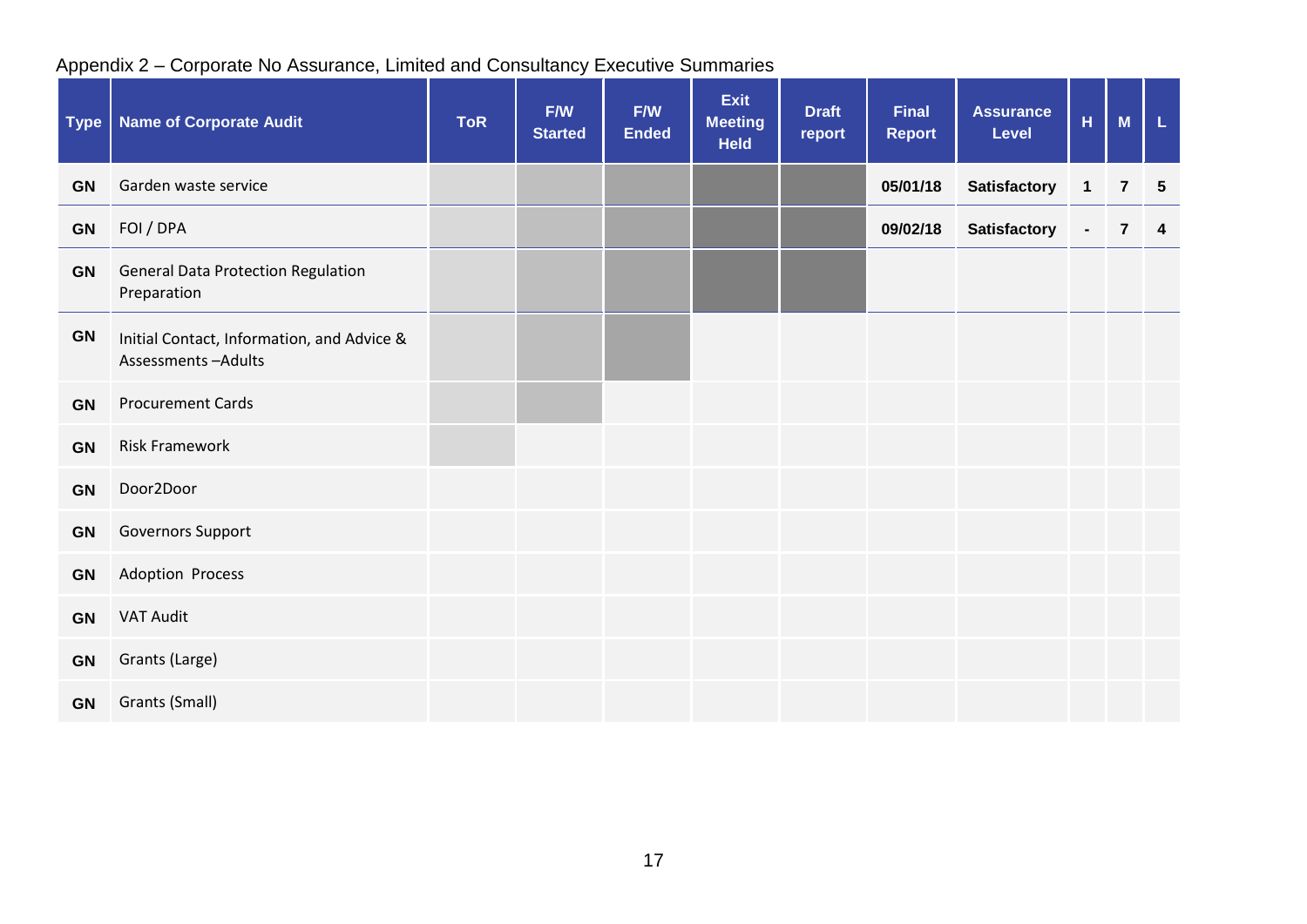Appendix 2 – Corporate No Assurance, Limited and Consultancy Executive Summaries

| Type | Name of Corporate Audit | ToR | F/W Started | F/W Ended | Exit Meeting Held | Draft report | Final Report | Assurance Level | H | M | L |
|---|---|---|---|---|---|---|---|---|---|---|---|
| GN | Garden waste service | | | | | | 05/01/18 | Satisfactory | 1 | 7 | 5 |
| GN | FOI / DPA | | | | | | 09/02/18 | Satisfactory | - | 7 | 4 |
| GN | General Data Protection Regulation Preparation | | | | | | | | | | |
| GN | Initial Contact, Information, and Advice & Assessments –Adults | | | | | | | | | | |
| GN | Procurement Cards | | | | | | | | | | |
| GN | Risk Framework | | | | | | | | | | |
| GN | Door2Door | | | | | | | | | | |
| GN | Governors Support | | | | | | | | | | |
| GN | Adoption Process | | | | | | | | | | |
| GN | VAT Audit | | | | | | | | | | |
| GN | Grants (Large) | | | | | | | | | | |
| GN | Grants (Small) | | | | | | | | | | |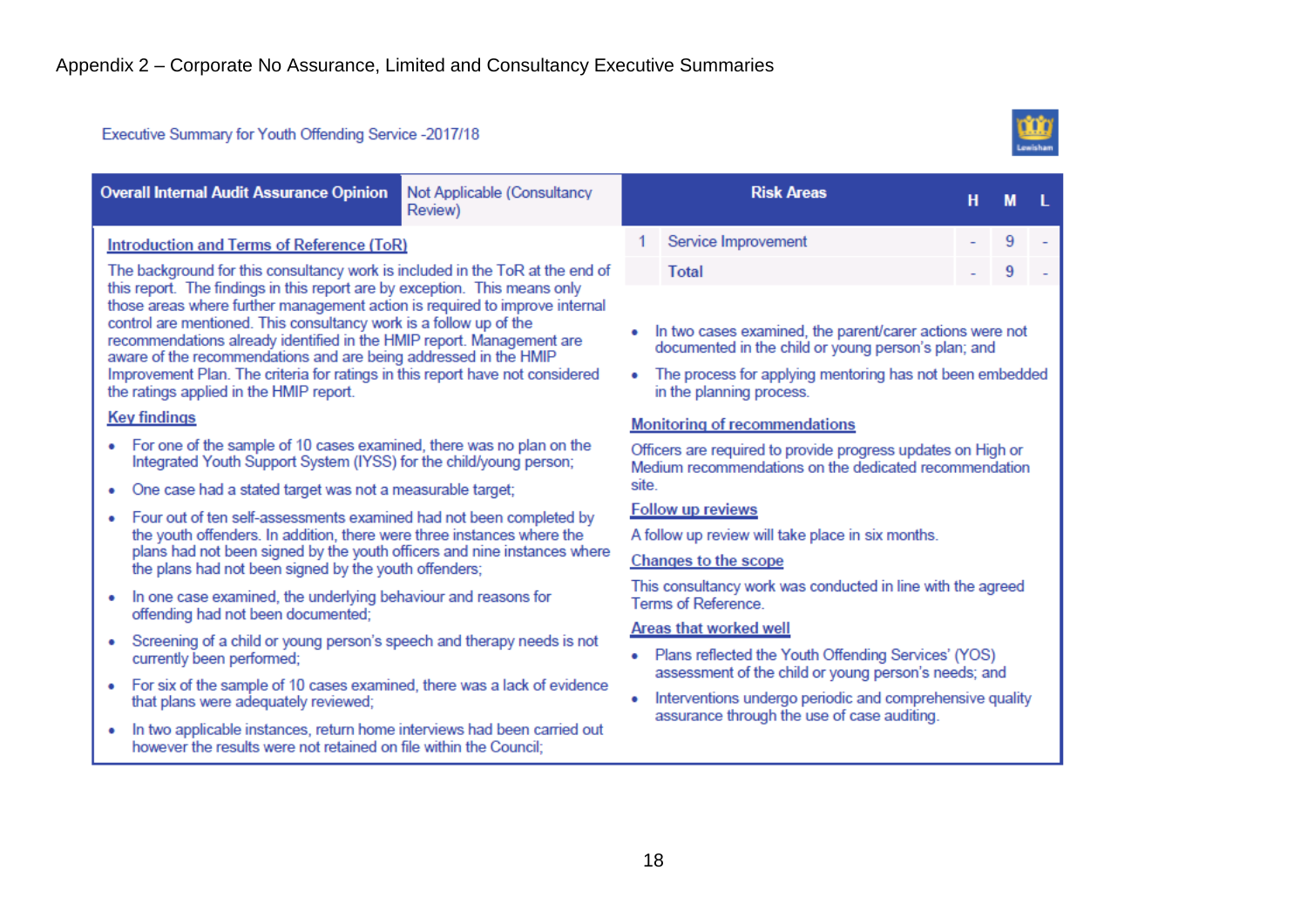Appendix 2 – Corporate No Assurance, Limited and Consultancy Executive Summaries

Executive Summary for Youth Offending Service -2017/18

| Overall Internal Audit Assurance Opinion | Not Applicable (Consultancy Review) |
|---|---|

| | Risk Areas | H | M | L |
|---|---|---|---|---|
| 1 | Service Improvement | - | 9 | - |
| | Total | - | 9 | - |

**Introduction and Terms of Reference (ToR)**

The background for this consultancy work is included in the ToR at the end of this report. The findings in this report are by exception. This means only those areas where further management action is required to improve internal control are mentioned. This consultancy work is a follow up of the recommendations already identified in the HMIP report. Management are aware of the recommendations and are being addressed in the HMIP Improvement Plan. The criteria for ratings in this report have not considered the ratings applied in the HMIP report.

**Key findings**

- For one of the sample of 10 cases examined, there was no plan on the Integrated Youth Support System (IYSS) for the child/young person;
- One case had a stated target was not a measurable target;
- Four out of ten self-assessments examined had not been completed by the youth offenders. In addition, there were three instances where the plans had not been signed by the youth officers and nine instances where the plans had not been signed by the youth offenders;
- In one case examined, the underlying behaviour and reasons for offending had not been documented;
- Screening of a child or young person's speech and therapy needs is not currently been performed;
- For six of the sample of 10 cases examined, there was a lack of evidence that plans were adequately reviewed;
- In two applicable instances, return home interviews had been carried out however the results were not retained on file within the Council;
- In two cases examined, the parent/carer actions were not documented in the child or young person's plan; and
- The process for applying mentoring has not been embedded in the planning process.

**Monitoring of recommendations**

Officers are required to provide progress updates on High or Medium recommendations on the dedicated recommendation site.

**Follow up reviews**

A follow up review will take place in six months.

**Changes to the scope**

This consultancy work was conducted in line with the agreed Terms of Reference.

**Areas that worked well**

- Plans reflected the Youth Offending Services' (YOS) assessment of the child or young person's needs; and
- Interventions undergo periodic and comprehensive quality assurance through the use of case auditing.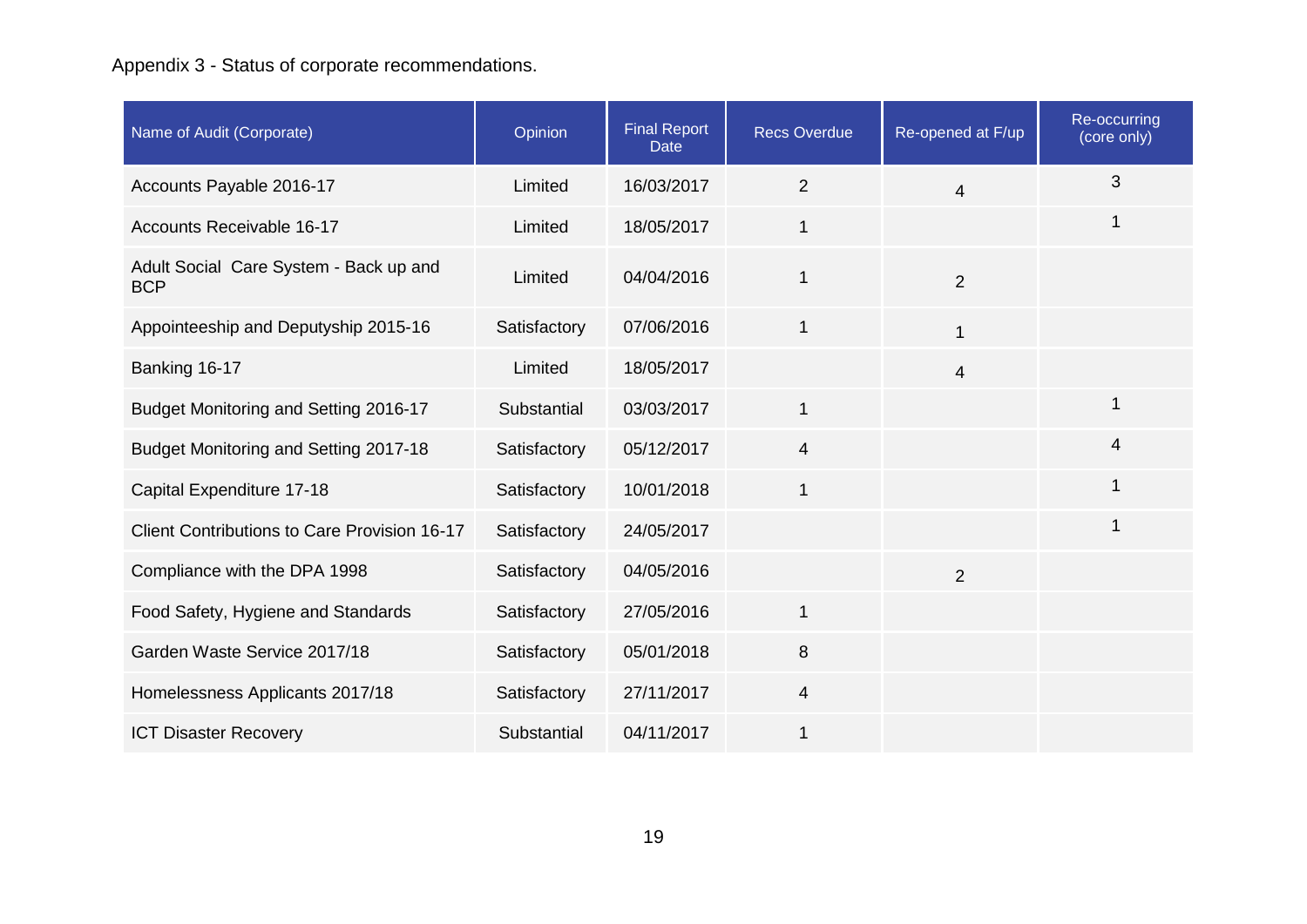Appendix 3 - Status of corporate recommendations.

| Name of Audit (Corporate) | Opinion | Final Report Date | Recs Overdue | Re-opened at F/up | Re-occurring (core only) |
|---|---|---|---|---|---|
| Accounts Payable 2016-17 | Limited | 16/03/2017 | 2 | 4 | 3 |
| Accounts Receivable 16-17 | Limited | 18/05/2017 | 1 | | 1 |
| Adult Social Care System - Back up and BCP | Limited | 04/04/2016 | 1 | 2 | |
| Appointeeship and Deputyship 2015-16 | Satisfactory | 07/06/2016 | 1 | 1 | |
| Banking 16-17 | Limited | 18/05/2017 | | 4 | |
| Budget Monitoring and Setting 2016-17 | Substantial | 03/03/2017 | 1 | | 1 |
| Budget Monitoring and Setting 2017-18 | Satisfactory | 05/12/2017 | 4 | | 4 |
| Capital Expenditure 17-18 | Satisfactory | 10/01/2018 | 1 | | 1 |
| Client Contributions to Care Provision 16-17 | Satisfactory | 24/05/2017 | | | 1 |
| Compliance with the DPA 1998 | Satisfactory | 04/05/2016 | | 2 | |
| Food Safety, Hygiene and Standards | Satisfactory | 27/05/2016 | 1 | | |
| Garden Waste Service 2017/18 | Satisfactory | 05/01/2018 | 8 | | |
| Homelessness Applicants 2017/18 | Satisfactory | 27/11/2017 | 4 | | |
| ICT Disaster Recovery | Substantial | 04/11/2017 | 1 | | |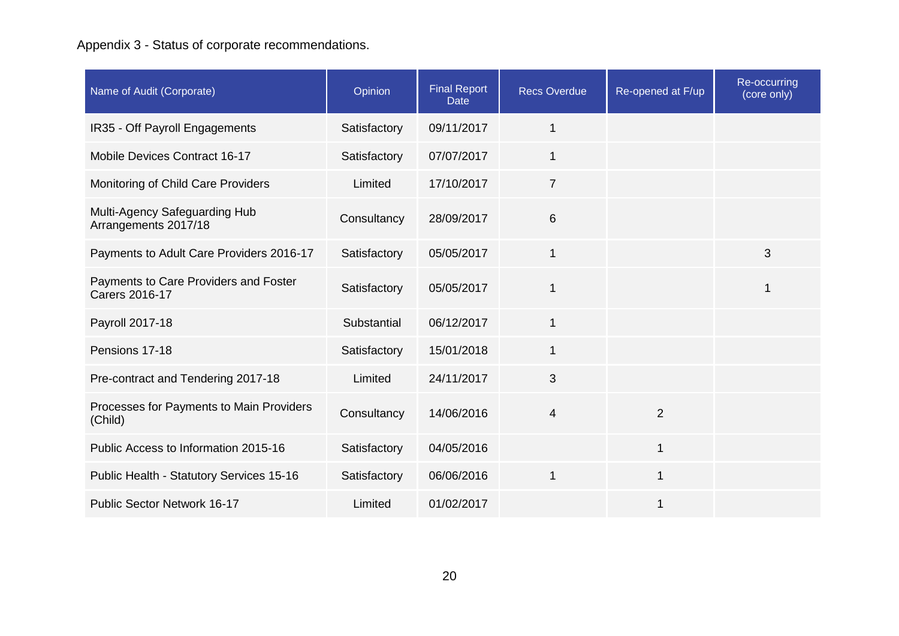Appendix 3 - Status of corporate recommendations.

| Name of Audit (Corporate) | Opinion | Final Report Date | Recs Overdue | Re-opened at F/up | Re-occurring (core only) |
|---|---|---|---|---|---|
| IR35 - Off Payroll Engagements | Satisfactory | 09/11/2017 | 1 | | |
| Mobile Devices Contract 16-17 | Satisfactory | 07/07/2017 | 1 | | |
| Monitoring of Child Care Providers | Limited | 17/10/2017 | 7 | | |
| Multi-Agency Safeguarding Hub Arrangements 2017/18 | Consultancy | 28/09/2017 | 6 | | |
| Payments to Adult Care Providers 2016-17 | Satisfactory | 05/05/2017 | 1 | | 3 |
| Payments to Care Providers and Foster Carers 2016-17 | Satisfactory | 05/05/2017 | 1 | | 1 |
| Payroll 2017-18 | Substantial | 06/12/2017 | 1 | | |
| Pensions 17-18 | Satisfactory | 15/01/2018 | 1 | | |
| Pre-contract and Tendering 2017-18 | Limited | 24/11/2017 | 3 | | |
| Processes for Payments to Main Providers (Child) | Consultancy | 14/06/2016 | 4 | 2 | |
| Public Access to Information 2015-16 | Satisfactory | 04/05/2016 | | 1 | |
| Public Health - Statutory Services 15-16 | Satisfactory | 06/06/2016 | 1 | 1 | |
| Public Sector Network 16-17 | Limited | 01/02/2017 | | 1 | |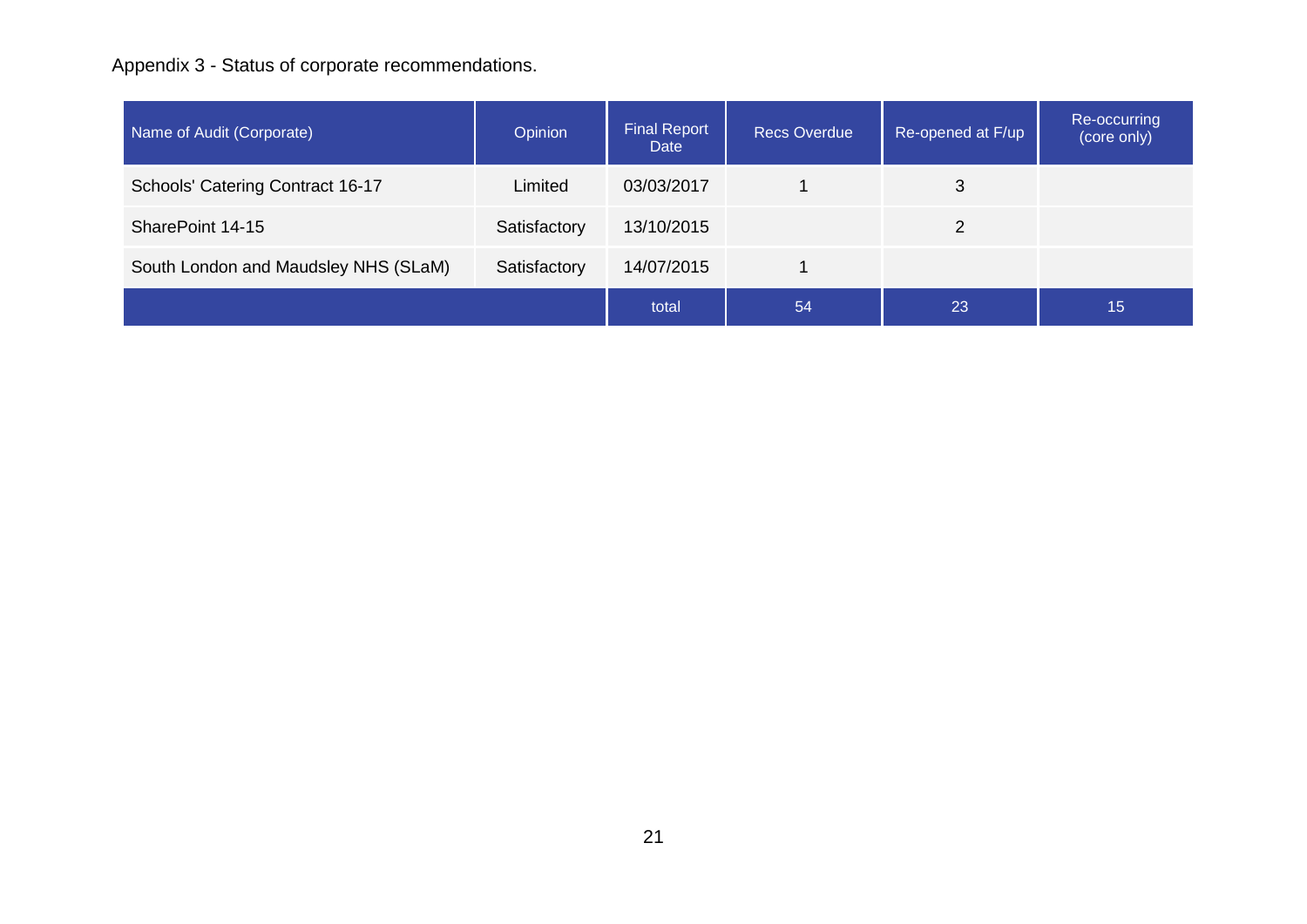Appendix 3 - Status of corporate recommendations.

| Name of Audit (Corporate) | Opinion | Final Report Date | Recs Overdue | Re-opened at F/up | Re-occurring (core only) |
|---|---|---|---|---|---|
| Schools' Catering Contract 16-17 | Limited | 03/03/2017 | 1 | 3 | |
| SharePoint 14-15 | Satisfactory | 13/10/2015 | | 2 | |
| South London and Maudsley NHS (SLaM) | Satisfactory | 14/07/2015 | 1 | | |
| | | total | 54 | 23 | 15 |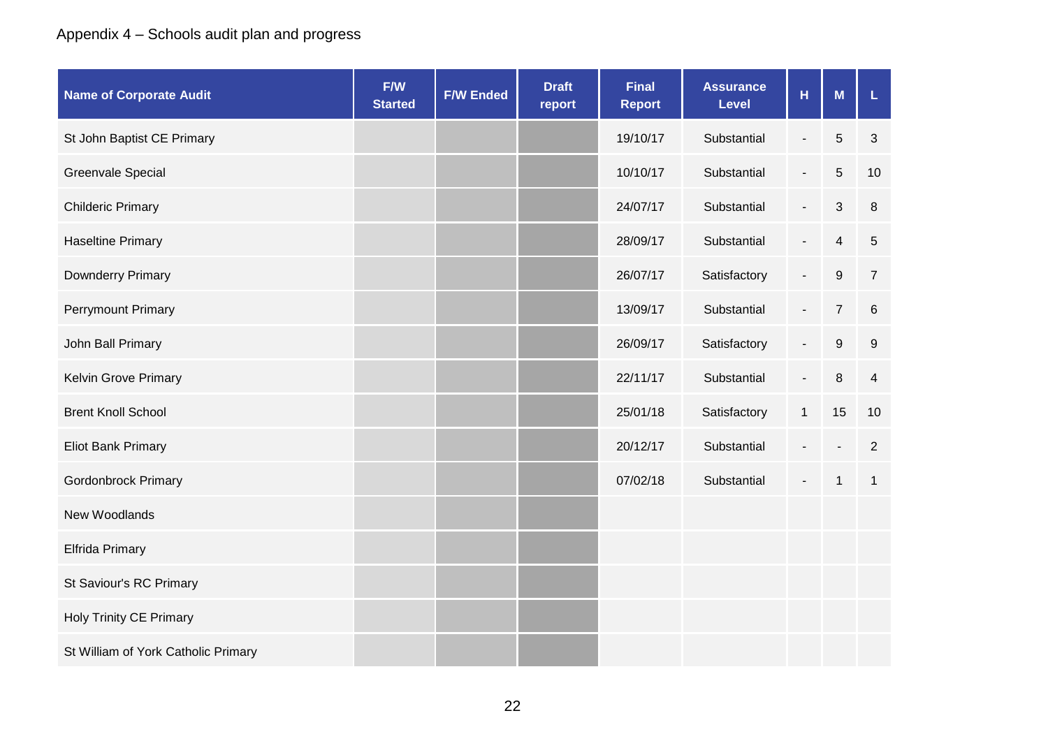Appendix 4 – Schools audit plan and progress

| Name of Corporate Audit | F/W Started | F/W Ended | Draft report | Final Report | Assurance Level | H | M | L |
|---|---|---|---|---|---|---|---|---|
| St John Baptist CE Primary | | | | 19/10/17 | Substantial | - | 5 | 3 |
| Greenvale Special | | | | 10/10/17 | Substantial | - | 5 | 10 |
| Childeric Primary | | | | 24/07/17 | Substantial | - | 3 | 8 |
| Haseltine Primary | | | | 28/09/17 | Substantial | - | 4 | 5 |
| Downderry Primary | | | | 26/07/17 | Satisfactory | - | 9 | 7 |
| Perrymount Primary | | | | 13/09/17 | Substantial | - | 7 | 6 |
| John Ball Primary | | | | 26/09/17 | Satisfactory | - | 9 | 9 |
| Kelvin Grove Primary | | | | 22/11/17 | Substantial | - | 8 | 4 |
| Brent Knoll School | | | | 25/01/18 | Satisfactory | 1 | 15 | 10 |
| Eliot Bank Primary | | | | 20/12/17 | Substantial | - | - | 2 |
| Gordonbrock Primary | | | | 07/02/18 | Substantial | - | 1 | 1 |
| New Woodlands | | | | | | | | |
| Elfrida Primary | | | | | | | | |
| St Saviour's RC Primary | | | | | | | | |
| Holy Trinity CE Primary | | | | | | | | |
| St William of York Catholic Primary | | | | | | | | |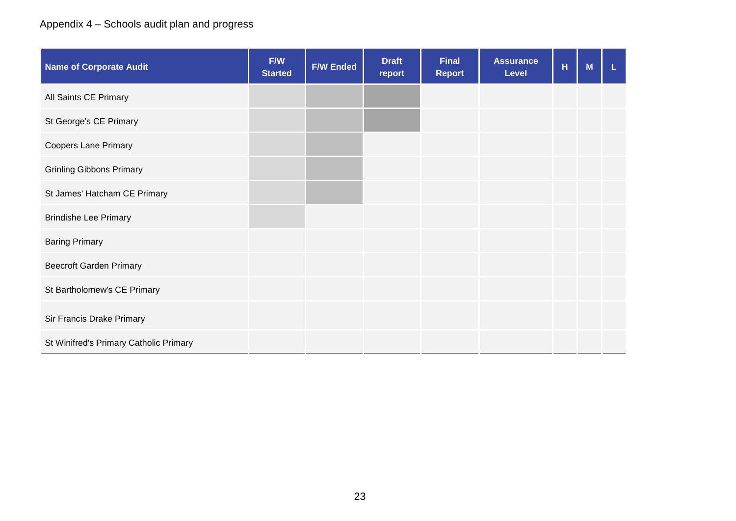Appendix 4 – Schools audit plan and progress

| Name of Corporate Audit | F/W Started | F/W Ended | Draft report | Final Report | Assurance Level | H | M | L |
|---|---|---|---|---|---|---|---|---|
| All Saints CE Primary | | | | | | | | |
| St George's CE Primary | | | | | | | | |
| Coopers Lane Primary | | | | | | | | |
| Grinling Gibbons Primary | | | | | | | | |
| St James' Hatcham CE Primary | | | | | | | | |
| Brindishe Lee Primary | | | | | | | | |
| Baring Primary | | | | | | | | |
| Beecroft Garden Primary | | | | | | | | |
| St Bartholomew's CE Primary | | | | | | | | |
| Sir Francis Drake Primary | | | | | | | | |
| St Winifred's Primary Catholic Primary | | | | | | | | |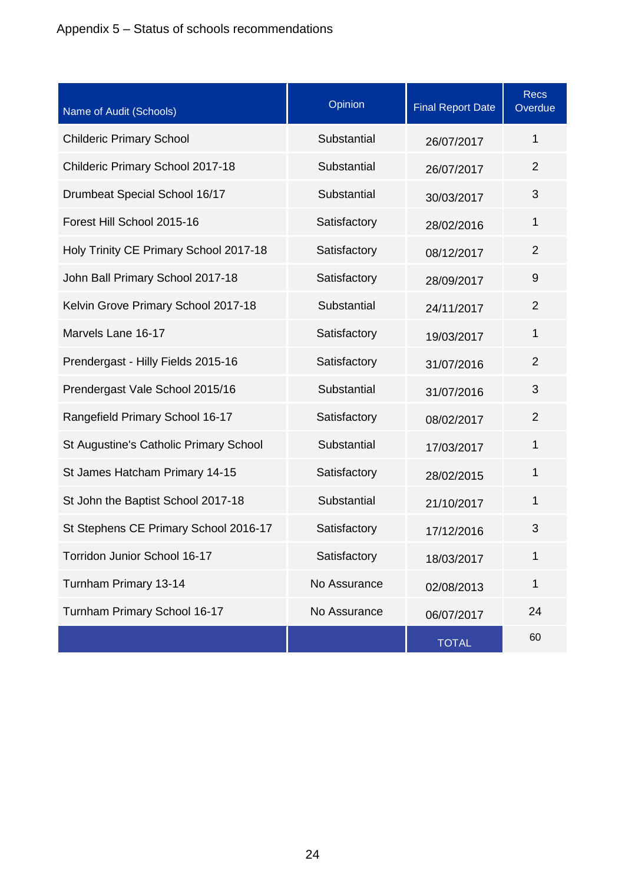Appendix 5 – Status of schools recommendations

| Name of Audit (Schools) | Opinion | Final Report Date | Recs Overdue |
|---|---|---|---|
| Childeric Primary School | Substantial | 26/07/2017 | 1 |
| Childeric Primary School 2017-18 | Substantial | 26/07/2017 | 2 |
| Drumbeat Special School 16/17 | Substantial | 30/03/2017 | 3 |
| Forest Hill School 2015-16 | Satisfactory | 28/02/2016 | 1 |
| Holy Trinity CE Primary School 2017-18 | Satisfactory | 08/12/2017 | 2 |
| John Ball Primary School 2017-18 | Satisfactory | 28/09/2017 | 9 |
| Kelvin Grove Primary School 2017-18 | Substantial | 24/11/2017 | 2 |
| Marvels Lane 16-17 | Satisfactory | 19/03/2017 | 1 |
| Prendergast - Hilly Fields 2015-16 | Satisfactory | 31/07/2016 | 2 |
| Prendergast Vale School 2015/16 | Substantial | 31/07/2016 | 3 |
| Rangefield Primary School 16-17 | Satisfactory | 08/02/2017 | 2 |
| St Augustine's Catholic Primary School | Substantial | 17/03/2017 | 1 |
| St James Hatcham Primary 14-15 | Satisfactory | 28/02/2015 | 1 |
| St John the Baptist School 2017-18 | Substantial | 21/10/2017 | 1 |
| St Stephens CE Primary School 2016-17 | Satisfactory | 17/12/2016 | 3 |
| Torridon Junior School 16-17 | Satisfactory | 18/03/2017 | 1 |
| Turnham Primary 13-14 | No Assurance | 02/08/2013 | 1 |
| Turnham Primary School 16-17 | No Assurance | 06/07/2017 | 24 |
| | | TOTAL | 60 |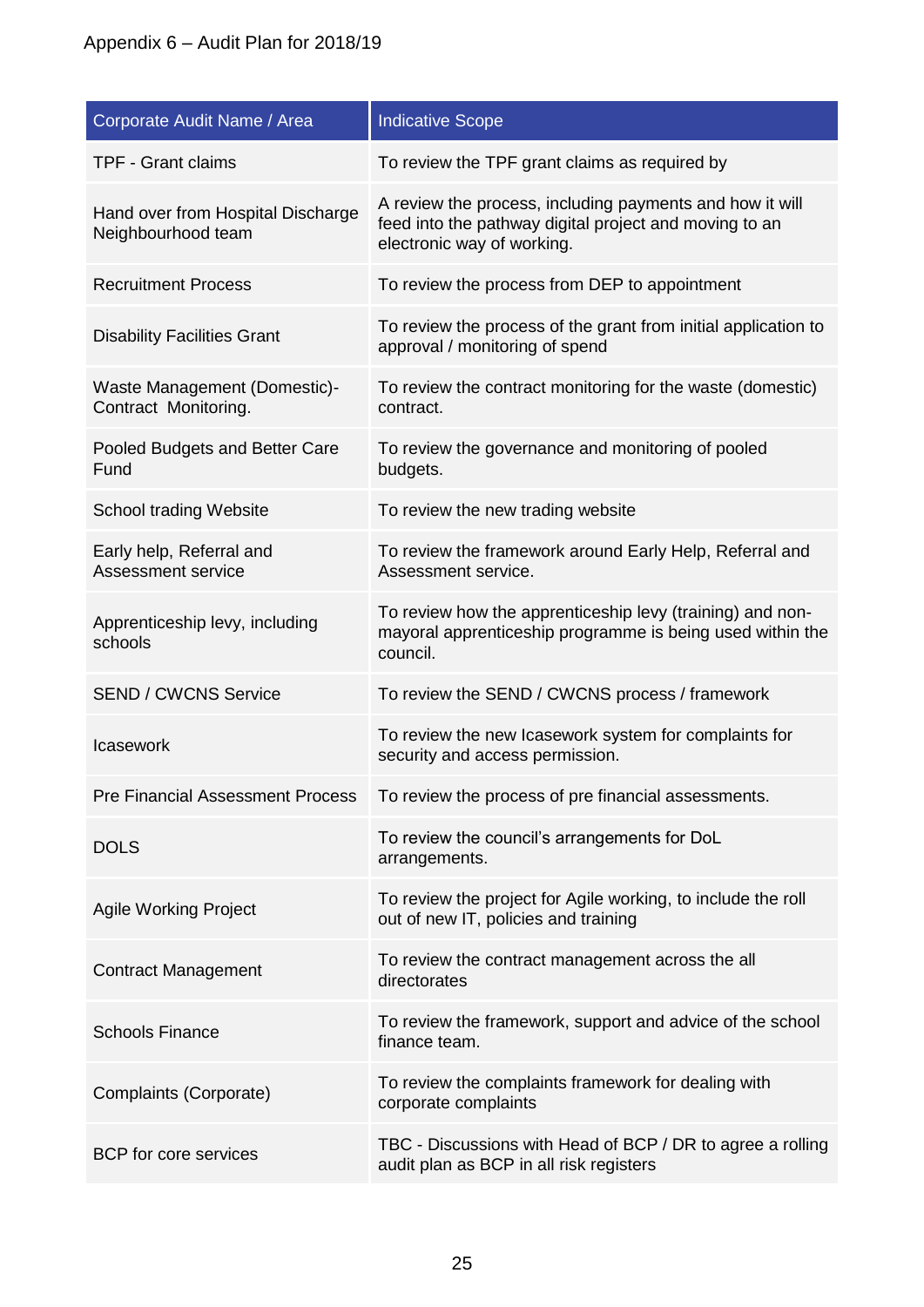Appendix 6 – Audit Plan for 2018/19

| Corporate Audit Name / Area | Indicative Scope |
|---|---|
| TPF - Grant claims | To review the TPF grant claims as required by |
| Hand over from Hospital Discharge Neighbourhood team | A review the process, including payments and how it will feed into the pathway digital project and moving to an electronic way of working. |
| Recruitment Process | To review the process from DEP to appointment |
| Disability Facilities Grant | To review the process of the grant from initial application to approval / monitoring of spend |
| Waste Management (Domestic)- Contract Monitoring. | To review the contract monitoring for the waste (domestic) contract. |
| Pooled Budgets and Better Care Fund | To review the governance and monitoring of pooled budgets. |
| School trading Website | To review the new trading website |
| Early help, Referral and Assessment service | To review the framework around Early Help, Referral and Assessment service. |
| Apprenticeship levy, including schools | To review how the apprenticeship levy (training) and non-mayoral apprenticeship programme is being used within the council. |
| SEND / CWCNS Service | To review the SEND / CWCNS process / framework |
| Icasework | To review the new Icasework system for complaints for security and access permission. |
| Pre Financial Assessment Process | To review the process of pre financial assessments. |
| DOLS | To review the council's arrangements for DoL arrangements. |
| Agile Working Project | To review the project for Agile working, to include the roll out of new IT, policies and training |
| Contract Management | To review the contract management across the all directorates |
| Schools Finance | To review the framework, support and advice of the school finance team. |
| Complaints (Corporate) | To review the complaints framework for dealing with corporate complaints |
| BCP for core services | TBC - Discussions with Head of BCP / DR to agree a rolling audit plan as BCP in all risk registers |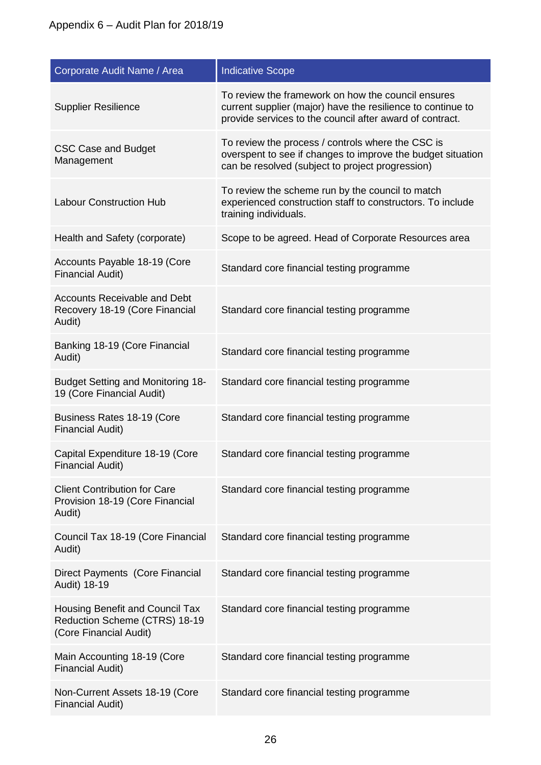Appendix 6 – Audit Plan for 2018/19

| Corporate Audit Name / Area | Indicative Scope |
| --- | --- |
| Supplier Resilience | To review the framework on how the council ensures current supplier (major) have the resilience to continue to provide services to the council after award of contract. |
| CSC Case and Budget Management | To review the process / controls where the CSC is overspent to see if changes to improve the budget situation can be resolved (subject to project progression) |
| Labour Construction Hub | To review the scheme run by the council to match experienced construction staff to constructors. To include training individuals. |
| Health and Safety (corporate) | Scope to be agreed. Head of Corporate Resources area |
| Accounts Payable 18-19 (Core Financial Audit) | Standard core financial testing programme |
| Accounts Receivable and Debt Recovery 18-19 (Core Financial Audit) | Standard core financial testing programme |
| Banking 18-19 (Core Financial Audit) | Standard core financial testing programme |
| Budget Setting and Monitoring 18-19 (Core Financial Audit) | Standard core financial testing programme |
| Business Rates 18-19 (Core Financial Audit) | Standard core financial testing programme |
| Capital Expenditure 18-19 (Core Financial Audit) | Standard core financial testing programme |
| Client Contribution for Care Provision 18-19 (Core Financial Audit) | Standard core financial testing programme |
| Council Tax 18-19 (Core Financial Audit) | Standard core financial testing programme |
| Direct Payments (Core Financial Audit) 18-19 | Standard core financial testing programme |
| Housing Benefit and Council Tax Reduction Scheme (CTRS) 18-19 (Core Financial Audit) | Standard core financial testing programme |
| Main Accounting 18-19 (Core Financial Audit) | Standard core financial testing programme |
| Non-Current Assets 18-19 (Core Financial Audit) | Standard core financial testing programme |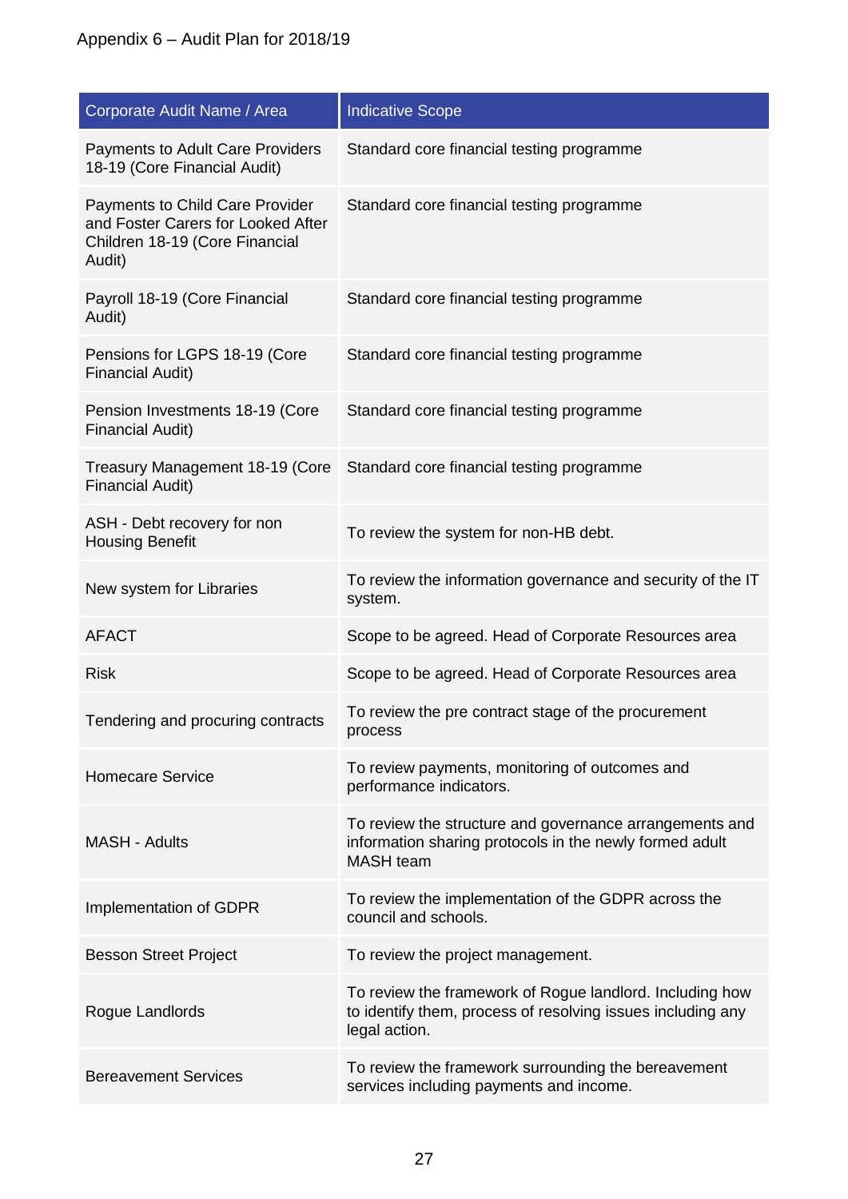Appendix 6 – Audit Plan for 2018/19

| Corporate Audit Name / Area | Indicative Scope |
| --- | --- |
| Payments to Adult Care Providers 18-19 (Core Financial Audit) | Standard core financial testing programme |
| Payments to Child Care Provider and Foster Carers for Looked After Children 18-19 (Core Financial Audit) | Standard core financial testing programme |
| Payroll 18-19 (Core Financial Audit) | Standard core financial testing programme |
| Pensions for LGPS 18-19 (Core Financial Audit) | Standard core financial testing programme |
| Pension Investments 18-19 (Core Financial Audit) | Standard core financial testing programme |
| Treasury Management 18-19 (Core Financial Audit) | Standard core financial testing programme |
| ASH - Debt recovery for non Housing Benefit | To review the system for non-HB debt. |
| New system for Libraries | To review the information governance and security of the IT system. |
| AFACT | Scope to be agreed. Head of Corporate Resources area |
| Risk | Scope to be agreed. Head of Corporate Resources area |
| Tendering and procuring contracts | To review the pre contract stage of the procurement process |
| Homecare Service | To review payments, monitoring of outcomes and performance indicators. |
| MASH - Adults | To review the structure and governance arrangements and information sharing protocols in the newly formed adult MASH team |
| Implementation of GDPR | To review the implementation of the GDPR across the council and schools. |
| Besson Street Project | To review the project management. |
| Rogue Landlords | To review the framework of Rogue landlord. Including how to identify them, process of resolving issues including any legal action. |
| Bereavement Services | To review the framework surrounding the bereavement services including payments and income. |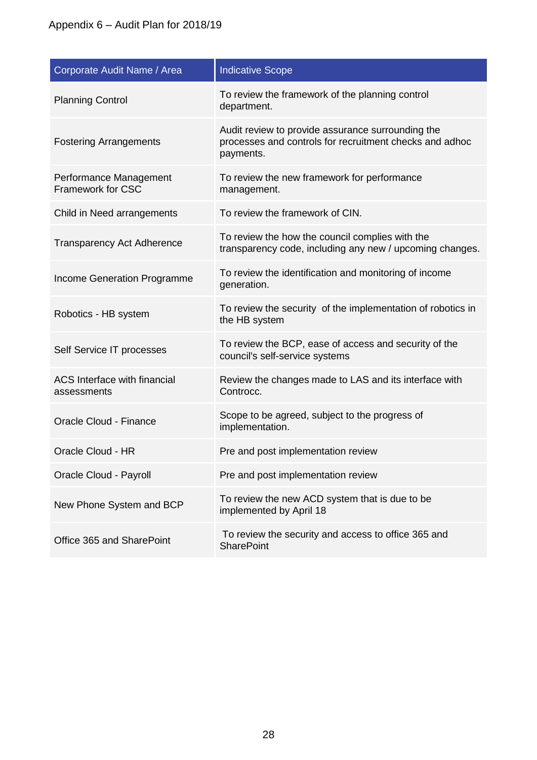Appendix 6 – Audit Plan for 2018/19

| Corporate Audit Name / Area | Indicative Scope |
|---|---|
| Planning Control | To review the framework of the planning control department. |
| Fostering Arrangements | Audit review to provide assurance surrounding the processes and controls for recruitment checks and adhoc payments. |
| Performance Management Framework for CSC | To review the new framework for performance management. |
| Child in Need arrangements | To review the framework of CIN. |
| Transparency Act Adherence | To review the how the council complies with the transparency code, including any new / upcoming changes. |
| Income Generation Programme | To review the identification and monitoring of income generation. |
| Robotics - HB system | To review the security of the implementation of robotics in the HB system |
| Self Service IT processes | To review the BCP, ease of access and security of the council's self-service systems |
| ACS Interface with financial assessments | Review the changes made to LAS and its interface with Controcc. |
| Oracle Cloud - Finance | Scope to be agreed, subject to the progress of implementation. |
| Oracle Cloud - HR | Pre and post implementation review |
| Oracle Cloud - Payroll | Pre and post implementation review |
| New Phone System and BCP | To review the new ACD system that is due to be implemented by April 18 |
| Office 365 and SharePoint | To review the security and access to office 365 and SharePoint |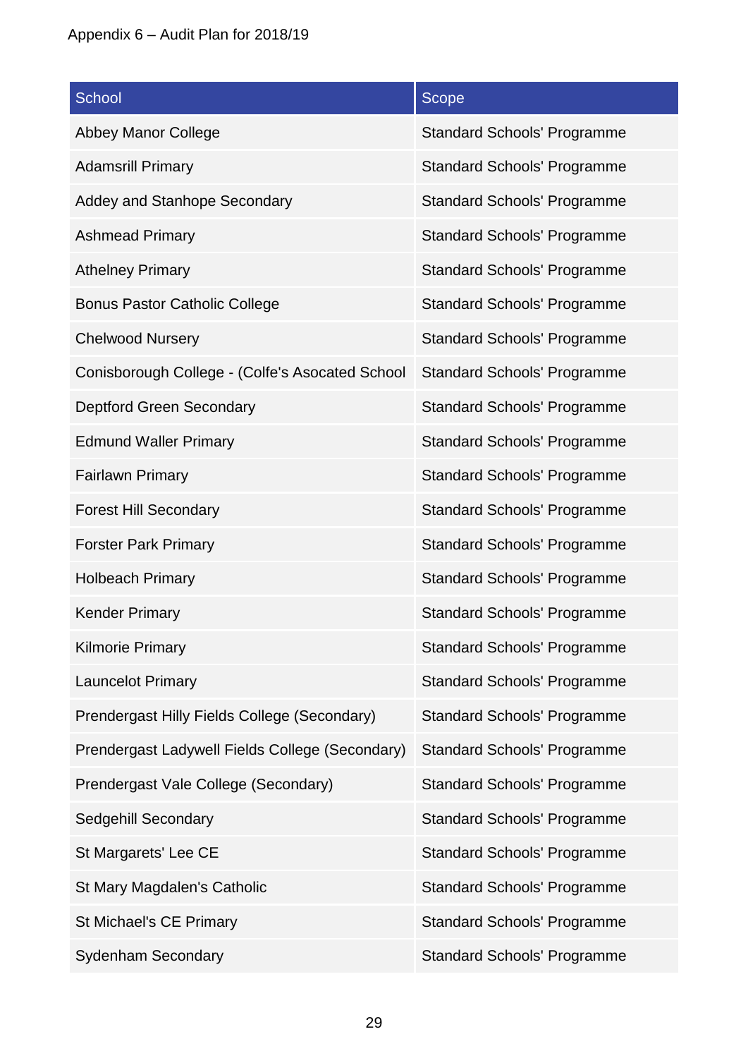Appendix 6 – Audit Plan for 2018/19

| School | Scope |
|---|---|
| Abbey Manor College | Standard Schools' Programme |
| Adamsrill Primary | Standard Schools' Programme |
| Addey and Stanhope Secondary | Standard Schools' Programme |
| Ashmead Primary | Standard Schools' Programme |
| Athelney Primary | Standard Schools' Programme |
| Bonus Pastor Catholic College | Standard Schools' Programme |
| Chelwood Nursery | Standard Schools' Programme |
| Conisborough College - (Colfe's Asocated School | Standard Schools' Programme |
| Deptford Green Secondary | Standard Schools' Programme |
| Edmund Waller Primary | Standard Schools' Programme |
| Fairlawn Primary | Standard Schools' Programme |
| Forest Hill Secondary | Standard Schools' Programme |
| Forster Park Primary | Standard Schools' Programme |
| Holbeach Primary | Standard Schools' Programme |
| Kender Primary | Standard Schools' Programme |
| Kilmorie Primary | Standard Schools' Programme |
| Launcelot Primary | Standard Schools' Programme |
| Prendergast Hilly Fields College (Secondary) | Standard Schools' Programme |
| Prendergast Ladywell Fields College (Secondary) | Standard Schools' Programme |
| Prendergast Vale College (Secondary) | Standard Schools' Programme |
| Sedgehill Secondary | Standard Schools' Programme |
| St Margarets' Lee CE | Standard Schools' Programme |
| St Mary Magdalen's Catholic | Standard Schools' Programme |
| St Michael's CE Primary | Standard Schools' Programme |
| Sydenham Secondary | Standard Schools' Programme |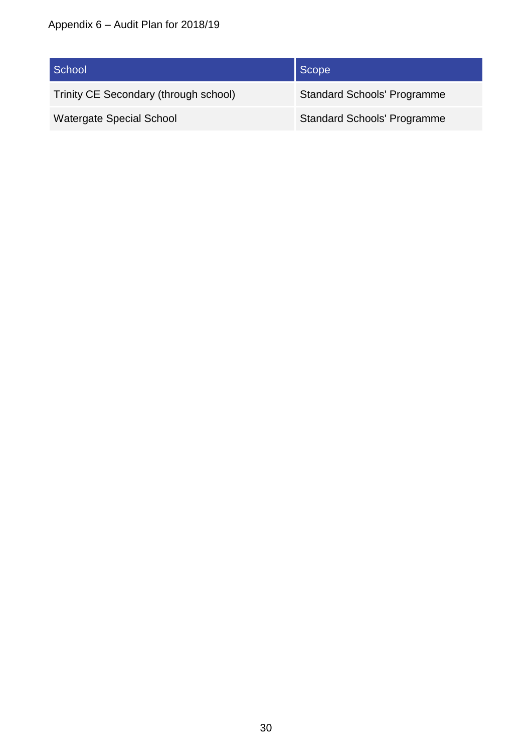Appendix 6 – Audit Plan for 2018/19

| School | Scope |
|---|---|
| Trinity CE Secondary (through school) | Standard Schools' Programme |
| Watergate Special School | Standard Schools' Programme |